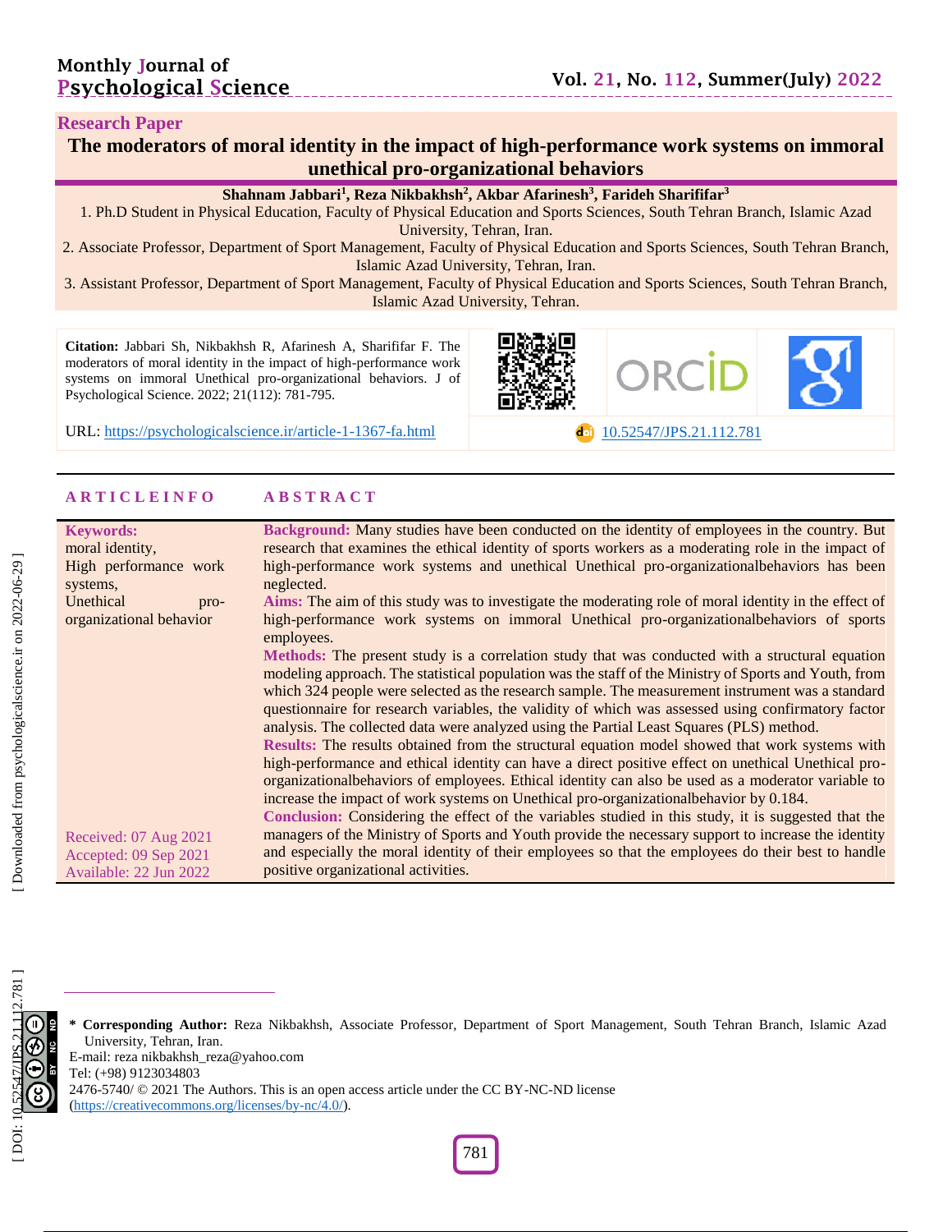**Research Paper**

# The moderators of moral identity in the impact of high-performance work systems on immoral unethical pro-organizational behaviors

**Shahnam Jabbari[1], Reza Nikbakhsh[2], Akbar Afarinesh[3], Farideh Sharififar[3]**

1. Ph.D Student in Physical Education, Faculty of Physical Education and Sports Sciences, South Tehran Branch, Islamic Azad University, Tehran, Iran.
2. Associate Professor, Department of Sport Management, Faculty of Physical Education and Sports Sciences, South Tehran Branch, Islamic Azad University, Tehran, Iran.
3. Assistant Professor, Department of Sport Management, Faculty of Physical Education and Sports Sciences, South Tehran Branch, Islamic Azad University, Tehran.

**Citation:** Jabbari Sh, Nikbakhsh R, Afarinesh A, Sharififar F. The moderators of moral identity in the impact of high-performance work systems on immoral Unethical pro-organizational behaviors. J of Psychological Science. 2022; 21(112): 781-795.

URL: https://psychologicalscience.ir/article-1-1367-fa.html

10.52547/JPS.21.112.781

## ARTICLE INFO

**Keywords:**
moral identity,
High performance work systems,
Unethical pro-organizational behavior

Received: 07 Aug 2021
Accepted: 09 Sep 2021
Available: 22 Jun 2022

## ABSTRACT

**Background:** Many studies have been conducted on the identity of employees in the country. But research that examines the ethical identity of sports workers as a moderating role in the impact of high-performance work systems and unethical Unethical pro-organizationalbehaviors has been neglected.

**Aims:** The aim of this study was to investigate the moderating role of moral identity in the effect of high-performance work systems on immoral Unethical pro-organizationalbehaviors of sports employees.

**Methods:** The present study is a correlation study that was conducted with a structural equation modeling approach. The statistical population was the staff of the Ministry of Sports and Youth, from which 324 people were selected as the research sample. The measurement instrument was a standard questionnaire for research variables, the validity of which was assessed using confirmatory factor analysis. The collected data were analyzed using the Partial Least Squares (PLS) method.

**Results:** The results obtained from the structural equation model showed that work systems with high-performance and ethical identity can have a direct positive effect on unethical Unethical pro-organizationalbehaviors of employees. Ethical identity can also be used as a moderator variable to increase the impact of work systems on Unethical pro-organizationalbehavior by 0.184.

**Conclusion:** Considering the effect of the variables studied in this study, it is suggested that the managers of the Ministry of Sports and Youth provide the necessary support to increase the identity and especially the moral identity of their employees so that the employees do their best to handle positive organizational activities.

---

\* **Corresponding Author:** Reza Nikbakhsh, Associate Professor, Department of Sport Management, South Tehran Branch, Islamic Azad University, Tehran, Iran.
E-mail: reza nikbakhsh_reza@yahoo.com
Tel: (+98) 9123034803
2476-5740/ © 2021 The Authors. This is an open access article under the CC BY-NC-ND license (https://creativecommons.org/licenses/by-nc/4.0/).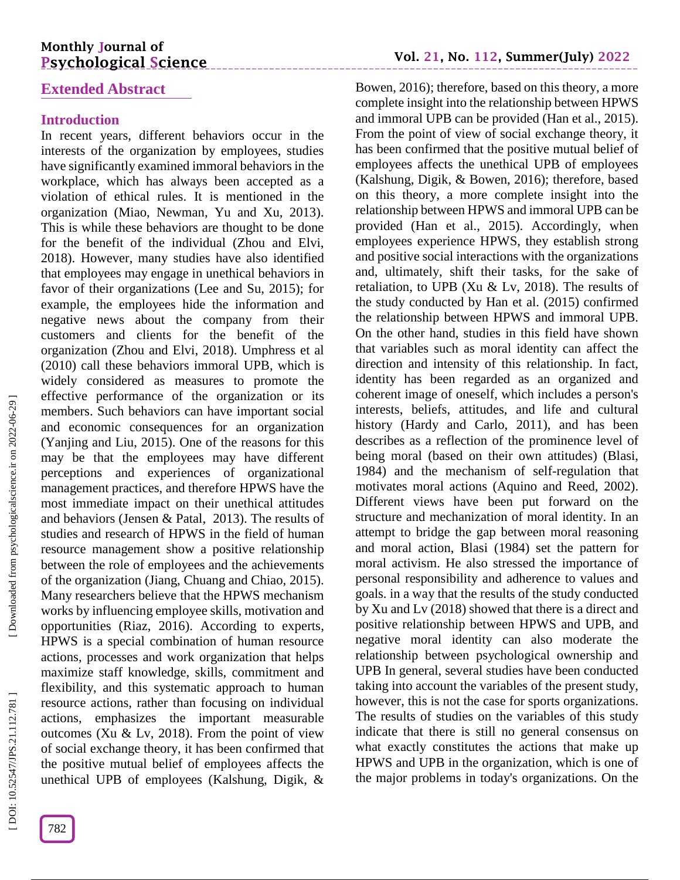## Extended Abstract

### Introduction

In recent years, different behaviors occur in the interests of the organization by employees, studies have significantly examined immoral behaviors in the workplace, which has always been accepted as a violation of ethical rules. It is mentioned in the organization (Miao, Newman, Yu and Xu, 2013). This is while these behaviors are thought to be done for the benefit of the individual (Zhou and Elvi, 2018). However, many studies have also identified that employees may engage in unethical behaviors in favor of their organizations (Lee and Su, 2015); for example, the employees hide the information and negative news about the company from their customers and clients for the benefit of the organization (Zhou and Elvi, 2018). Umphress et al (2010) call these behaviors immoral UPB, which is widely considered as measures to promote the effective performance of the organization or its members. Such behaviors can have important social and economic consequences for an organization (Yanjing and Liu, 2015). One of the reasons for this may be that the employees may have different perceptions and experiences of organizational management practices, and therefore HPWS have the most immediate impact on their unethical attitudes and behaviors (Jensen & Patal, 2013). The results of studies and research of HPWS in the field of human resource management show a positive relationship between the role of employees and the achievements of the organization (Jiang, Chuang and Chiao, 2015). Many researchers believe that the HPWS mechanism works by influencing employee skills, motivation and opportunities (Riaz, 2016). According to experts, HPWS is a special combination of human resource actions, processes and work organization that helps maximize staff knowledge, skills, commitment and flexibility, and this systematic approach to human resource actions, rather than focusing on individual actions, emphasizes the important measurable outcomes (Xu & Lv, 2018). From the point of view of social exchange theory, it has been confirmed that the positive mutual belief of employees affects the unethical UPB of employees (Kalshung, Digik, & Bowen, 2016); therefore, based on this theory, a more complete insight into the relationship between HPWS and immoral UPB can be provided (Han et al., 2015). From the point of view of social exchange theory, it has been confirmed that the positive mutual belief of employees affects the unethical UPB of employees (Kalshung, Digik, & Bowen, 2016); therefore, based on this theory, a more complete insight into the relationship between HPWS and immoral UPB can be provided (Han et al., 2015). Accordingly, when employees experience HPWS, they establish strong and positive social interactions with the organizations and, ultimately, shift their tasks, for the sake of retaliation, to UPB (Xu & Lv, 2018). The results of the study conducted by Han et al. (2015) confirmed the relationship between HPWS and immoral UPB. On the other hand, studies in this field have shown that variables such as moral identity can affect the direction and intensity of this relationship. In fact, identity has been regarded as an organized and coherent image of oneself, which includes a person's interests, beliefs, attitudes, and life and cultural history (Hardy and Carlo, 2011), and has been describes as a reflection of the prominence level of being moral (based on their own attitudes) (Blasi, 1984) and the mechanism of self-regulation that motivates moral actions (Aquino and Reed, 2002). Different views have been put forward on the structure and mechanization of moral identity. In an attempt to bridge the gap between moral reasoning and moral action, Blasi (1984) set the pattern for moral activism. He also stressed the importance of personal responsibility and adherence to values and goals. in a way that the results of the study conducted by Xu and Lv (2018) showed that there is a direct and positive relationship between HPWS and UPB, and negative moral identity can also moderate the relationship between psychological ownership and UPB In general, several studies have been conducted taking into account the variables of the present study, however, this is not the case for sports organizations. The results of studies on the variables of this study indicate that there is still no general consensus on what exactly constitutes the actions that make up HPWS and UPB in the organization, which is one of the major problems in today's organizations. On the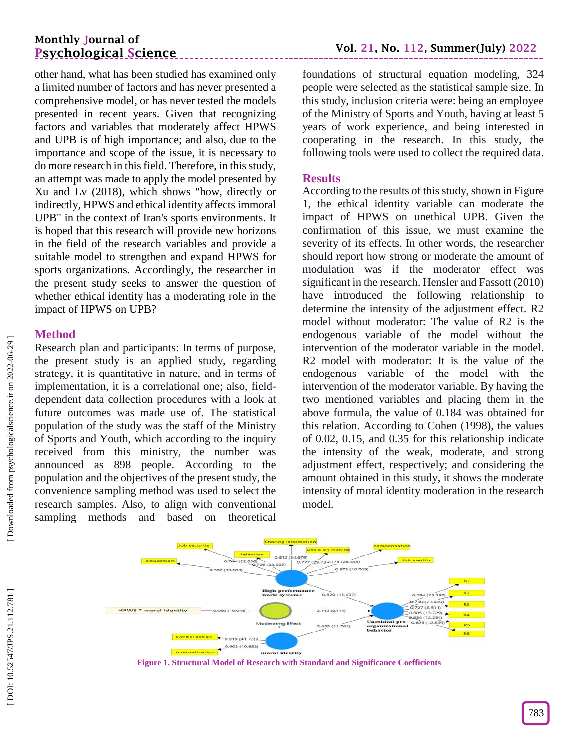other hand, what has been studied has examined only a limited number of factors and has never presented a comprehensive model, or has never tested the models presented in recent years. Given that recognizing factors and variables that moderately affect HPWS and UPB is of high importance; and also, due to the importance and scope of the issue, it is necessary to do more research in this field. Therefore, in this study, an attempt was made to apply the model presented by Xu and Lv (2018), which shows "how, directly or indirectly, HPWS and ethical identity affects immoral UPB" in the context of Iran's sports environments. It is hoped that this research will provide new horizons in the field of the research variables and provide a suitable model to strengthen and expand HPWS for sports organizations. Accordingly, the researcher in the present study seeks to answer the question of whether ethical identity has a moderating role in the impact of HPWS on UPB?

## Method

Research plan and participants: In terms of purpose, the present study is an applied study, regarding strategy, it is quantitative in nature, and in terms of implementation, it is a correlational one; also, field-dependent data collection procedures with a look at future outcomes was made use of. The statistical population of the study was the staff of the Ministry of Sports and Youth, which according to the inquiry received from this ministry, the number was announced as 898 people. According to the population and the objectives of the present study, the convenience sampling method was used to select the research samples. Also, to align with conventional sampling methods and based on theoretical foundations of structural equation modeling, 324 people were selected as the statistical sample size. In this study, inclusion criteria were: being an employee of the Ministry of Sports and Youth, having at least 5 years of work experience, and being interested in cooperating in the research. In this study, the following tools were used to collect the required data.

## Results

According to the results of this study, shown in Figure 1, the ethical identity variable can moderate the impact of HPWS on unethical UPB. Given the confirmation of this issue, we must examine the severity of its effects. In other words, the researcher should report how strong or moderate the amount of modulation was if the moderator effect was significant in the research. Hensler and Fassott (2010) have introduced the following relationship to determine the intensity of the adjustment effect. R2 model without moderator: The value of R2 is the endogenous variable of the model without the intervention of the moderator variable in the model. R2 model with moderator: It is the value of the endogenous variable of the model with the intervention of the moderator variable. By having the two mentioned variables and placing them in the above formula, the value of 0.184 was obtained for this relation. According to Cohen (1998), the values of 0.02, 0.15, and 0.35 for this relationship indicate the intensity of the weak, moderate, and strong adjustment effect, respectively; and considering the amount obtained in this study, it shows the moderate intensity of moral identity moderation in the research model.

**Figure 1. Structural Model of Research with Standard and Significance Coefficients**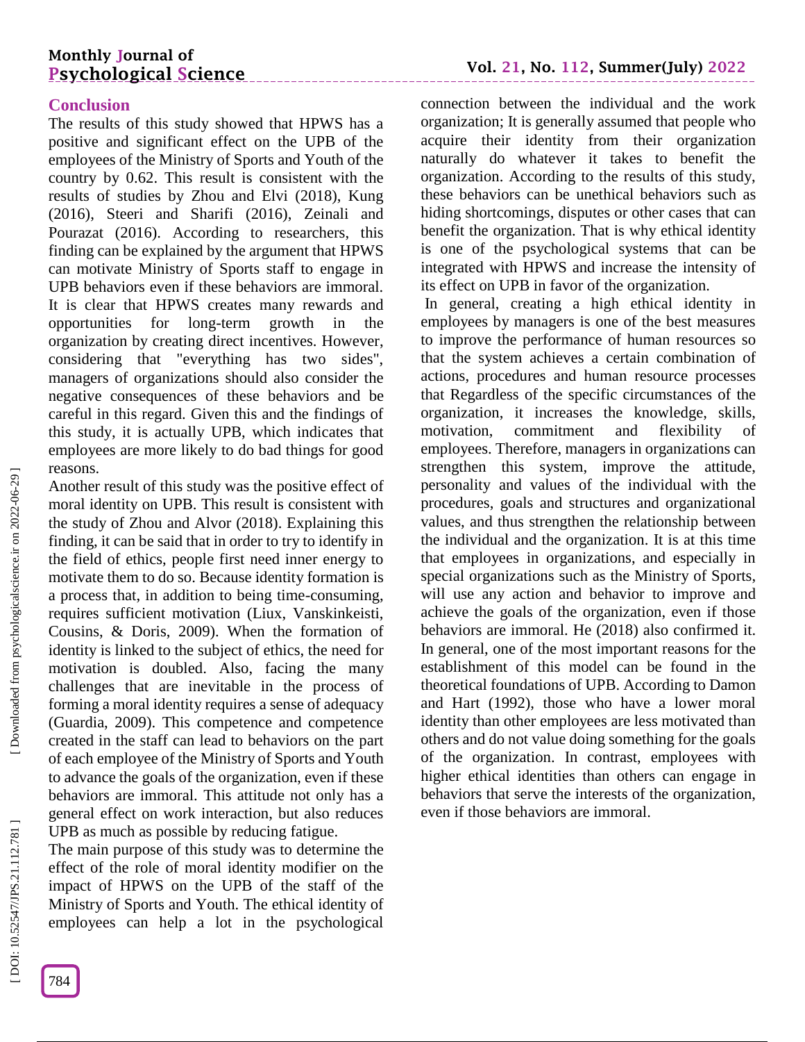## Conclusion

The results of this study showed that HPWS has a positive and significant effect on the UPB of the employees of the Ministry of Sports and Youth of the country by 0.62. This result is consistent with the results of studies by Zhou and Elvi (2018), Kung (2016), Steeri and Sharifi (2016), Zeinali and Pourazat (2016). According to researchers, this finding can be explained by the argument that HPWS can motivate Ministry of Sports staff to engage in UPB behaviors even if these behaviors are immoral. It is clear that HPWS creates many rewards and opportunities for long-term growth in the organization by creating direct incentives. However, considering that "everything has two sides", managers of organizations should also consider the negative consequences of these behaviors and be careful in this regard. Given this and the findings of this study, it is actually UPB, which indicates that employees are more likely to do bad things for good reasons.

Another result of this study was the positive effect of moral identity on UPB. This result is consistent with the study of Zhou and Alvor (2018). Explaining this finding, it can be said that in order to try to identify in the field of ethics, people first need inner energy to motivate them to do so. Because identity formation is a process that, in addition to being time-consuming, requires sufficient motivation (Liux, Vanskinkeisti, Cousins, & Doris, 2009). When the formation of identity is linked to the subject of ethics, the need for motivation is doubled. Also, facing the many challenges that are inevitable in the process of forming a moral identity requires a sense of adequacy (Guardia, 2009). This competence and competence created in the staff can lead to behaviors on the part of each employee of the Ministry of Sports and Youth to advance the goals of the organization, even if these behaviors are immoral. This attitude not only has a general effect on work interaction, but also reduces UPB as much as possible by reducing fatigue.

The main purpose of this study was to determine the effect of the role of moral identity modifier on the impact of HPWS on the UPB of the staff of the Ministry of Sports and Youth. The ethical identity of employees can help a lot in the psychological connection between the individual and the work organization; It is generally assumed that people who acquire their identity from their organization naturally do whatever it takes to benefit the organization. According to the results of this study, these behaviors can be unethical behaviors such as hiding shortcomings, disputes or other cases that can benefit the organization. That is why ethical identity is one of the psychological systems that can be integrated with HPWS and increase the intensity of its effect on UPB in favor of the organization.

In general, creating a high ethical identity in employees by managers is one of the best measures to improve the performance of human resources so that the system achieves a certain combination of actions, procedures and human resource processes that Regardless of the specific circumstances of the organization, it increases the knowledge, skills, motivation, commitment and flexibility of employees. Therefore, managers in organizations can strengthen this system, improve the attitude, personality and values of the individual with the procedures, goals and structures and organizational values, and thus strengthen the relationship between the individual and the organization. It is at this time that employees in organizations, and especially in special organizations such as the Ministry of Sports, will use any action and behavior to improve and achieve the goals of the organization, even if those behaviors are immoral. He (2018) also confirmed it. In general, one of the most important reasons for the establishment of this model can be found in the theoretical foundations of UPB. According to Damon and Hart (1992), those who have a lower moral identity than other employees are less motivated than others and do not value doing something for the goals of the organization. In contrast, employees with higher ethical identities than others can engage in behaviors that serve the interests of the organization, even if those behaviors are immoral.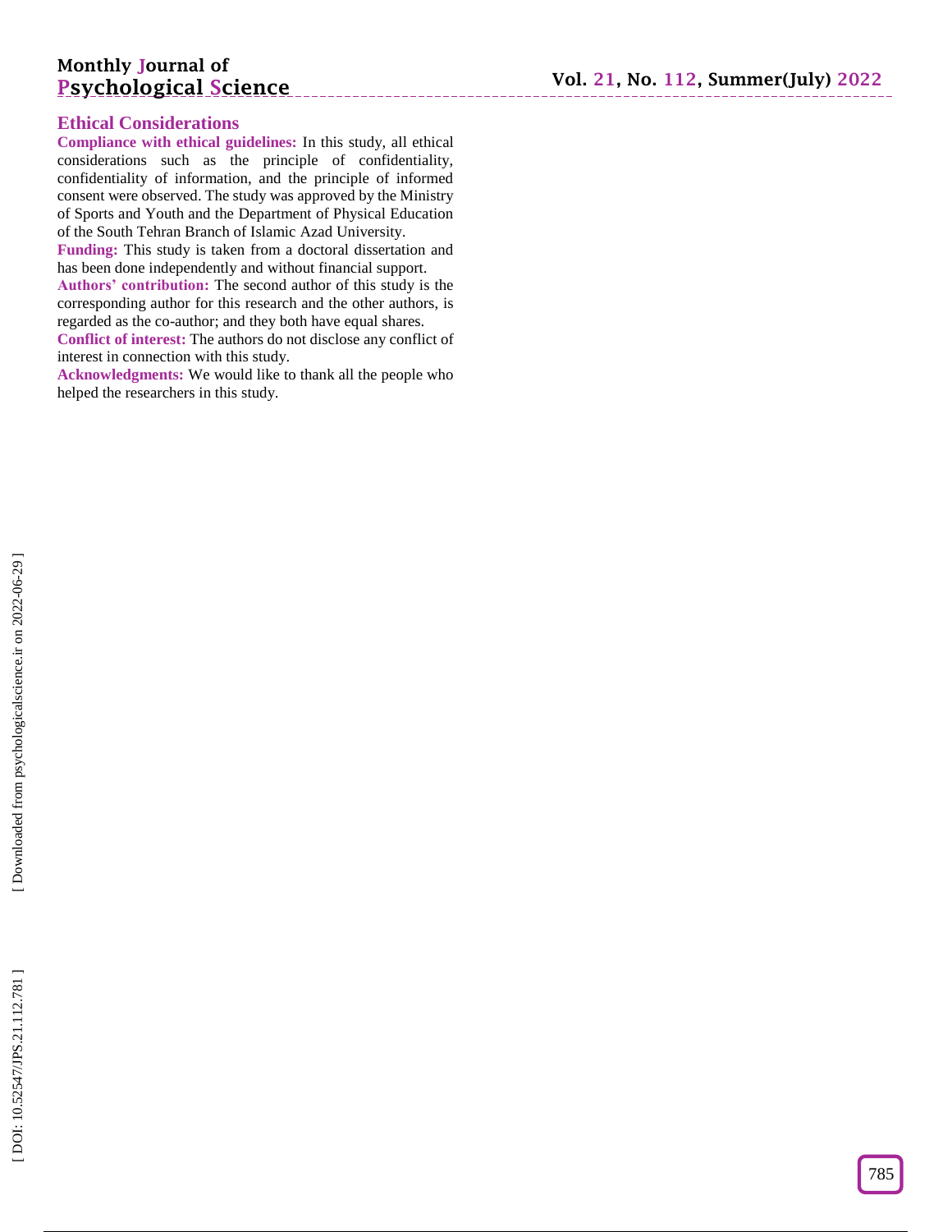## Ethical Considerations

**Compliance with ethical guidelines:** In this study, all ethical considerations such as the principle of confidentiality, confidentiality of information, and the principle of informed consent were observed. The study was approved by the Ministry of Sports and Youth and the Department of Physical Education of the South Tehran Branch of Islamic Azad University.

**Funding:** This study is taken from a doctoral dissertation and has been done independently and without financial support.

**Authors' contribution:** The second author of this study is the corresponding author for this research and the other authors, is regarded as the co-author; and they both have equal shares.

**Conflict of interest:** The authors do not disclose any conflict of interest in connection with this study.

**Acknowledgments:** We would like to thank all the people who helped the researchers in this study.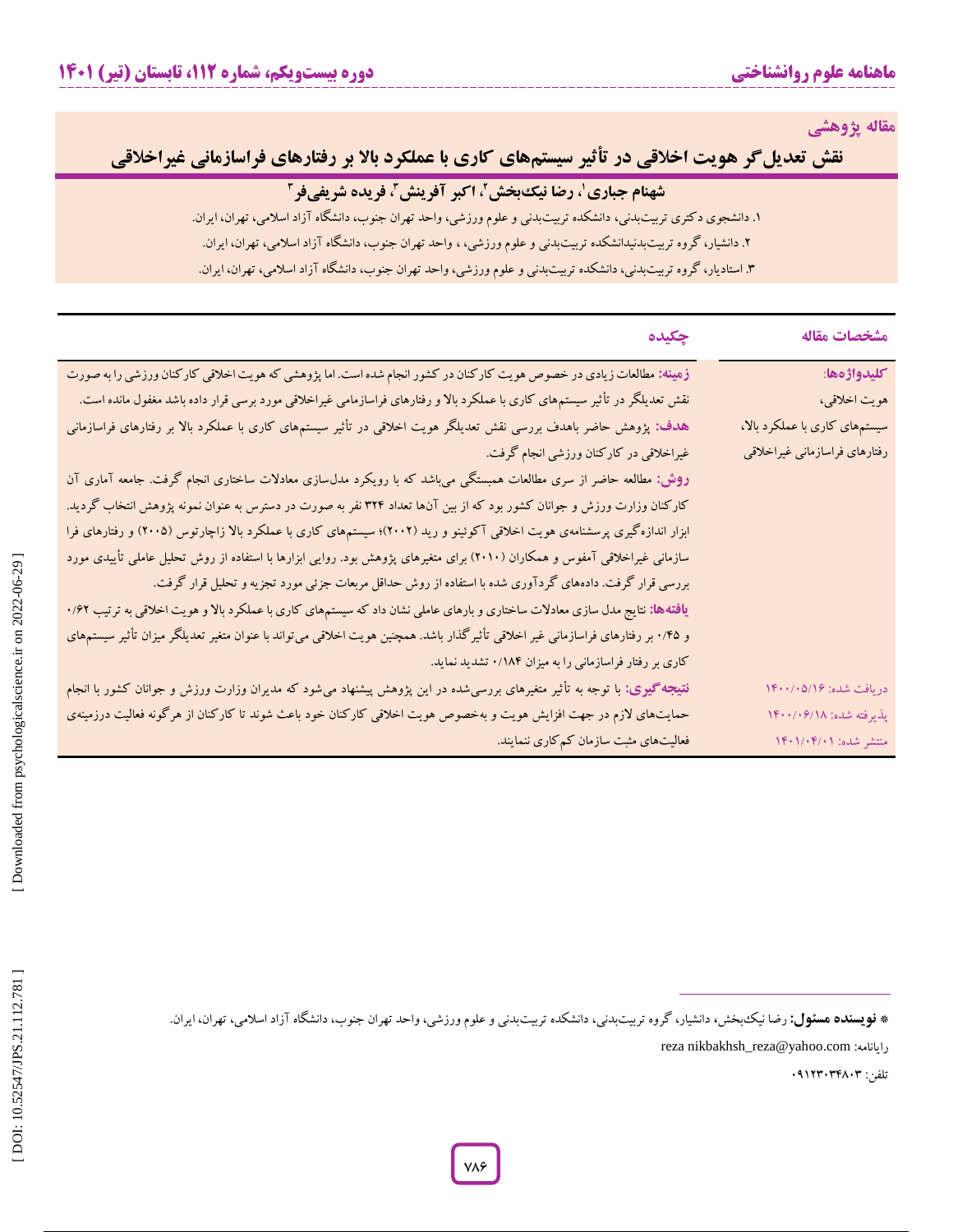مقاله پژوهشی

# نقش تعدیل‌گر هویت اخلاقی در تأثیر سیستم‌های کاری با عملکرد بالا بر رفتارهای فراسازمانی غیراخلاقی

**شهنام جباری[1]، رضا نیک‌بخش[2]، اکبر آفرینش[3]، فریده شریفی‌فر[3]**

۱. دانشجوی دکتری تربیت‌بدنی، دانشکده تربیت‌بدنی و علوم ورزشی، واحد تهران جنوب، دانشگاه آزاد اسلامی، تهران، ایران.

۲. دانشیار، گروه تربیت‌بدنیدانشکده تربیت‌بدنی و علوم ورزشی، ، واحد تهران جنوب، دانشگاه آزاد اسلامی، تهران، ایران.

۳. استادیار، گروه تربیت‌بدنی، دانشکده تربیت‌بدنی و علوم ورزشی، واحد تهران جنوب، دانشگاه آزاد اسلامی، تهران، ایران.

| مشخصات مقاله | چکیده |
|---|---|
| **کلیدواژه‌ها:** هویت اخلاقی، سیستم‌های کاری با عملکرد بالا، رفتارهای فراسازمانی غیراخلاقی | **زمینه:** مطالعات زیادی در خصوص هویت کارکنان در کشور انجام شده است. اما پژوهشی که هویت اخلاقی کارکنان ورزشی را به صورت نقش تعدیلگر در تأثیر سیستم‌های کاری با عملکرد بالا و رفتارهای فراسازمانی غیراخلاقی مورد بررسی قرار داده باشد مغفول مانده است.<br>**هدف:** پژوهش حاضر باهدف بررسی نقش تعدیلگر هویت اخلاقی در تأثیر سیستم‌های کاری با عملکرد بالا بر رفتارهای فراسازمانی غیراخلاقی در کارکنان ورزشی انجام گرفت.<br>**روش:** مطالعه حاضر از سری مطالعات همبستگی می‌باشد که با رویکرد مدل‌سازی معادلات ساختاری انجام گرفت. جامعه آماری آن کارکنان وزارت ورزش و جوانان کشور بود که از بین آن‌ها تعداد ۳۲۴ نفر به صورت در دسترس به عنوان نمونه پژوهش انتخاب گردید. ابزار اندازه‌گیری پرسشنامه‌ی هویت اخلاقی آکوئینو و رید (۲۰۰۲)؛ سیستم‌های کاری با عملکرد بالا زاچارتوس (۲۰۰۵) و رفتارهای فرا سازمانی غیراخلاقی آمفوس و همکاران (۲۰۱۰) برای متغیرهای پژوهش بود. روایی ابزارها با استفاده از روش تحلیل عاملی تأییدی مورد بررسی قرار گرفت. داده‌های گردآوری شده با استفاده از روش حداقل مربعات جزئی مورد تجزیه و تحلیل قرار گرفت.<br>**یافته‌ها:** نتایج مدل سازی معادلات ساختاری و بارهای عاملی نشان داد که سیستم‌های کاری با عملکرد بالا و هویت اخلاقی به ترتیب ۰/۶۲ و ۰/۴۵ بر رفتارهای فراسازمانی غیر اخلاقی تأثیرگذار باشد. همچنین هویت اخلاقی می‌تواند با عنوان متغیر تعدیلگر میزان تأثیر سیستم‌های کاری بر رفتار فراسازمانی را به میزان ۰/۱۸۴ تشدید نماید. |
| دریافت شده: ۱۴۰۰/۰۵/۱۶<br>پذیرفته شده: ۱۴۰۰/۰۶/۱۸<br>منتشر شده: ۱۴۰۱/۰۴/۰۱ | **نتیجه‌گیری:** با توجه به تأثیر متغیرهای بررسی‌شده در این پژوهش پیشنهاد می‌شود که مدیران وزارت ورزش و جوانان کشور با انجام حمایت‌های لازم در جهت افزایش هویت و به‌خصوص هویت اخلاقی کارکنان خود باعث شوند تا کارکنان از هرگونه فعالیت درزمینه‌ی فعالیت‌های مثبت سازمان کم‌کاری ننمایند. |

---

\* **نویسنده مسئول:** رضا نیک‌بخش، دانشیار، گروه تربیت‌بدنی، دانشکده تربیت‌بدنی و علوم ورزشی، واحد تهران جنوب، دانشگاه آزاد اسلامی، تهران، ایران.

رایانامه: reza nikbakhsh_reza@yahoo.com

تلفن: ۰۹۱۲۳۰۳۴۸۰۳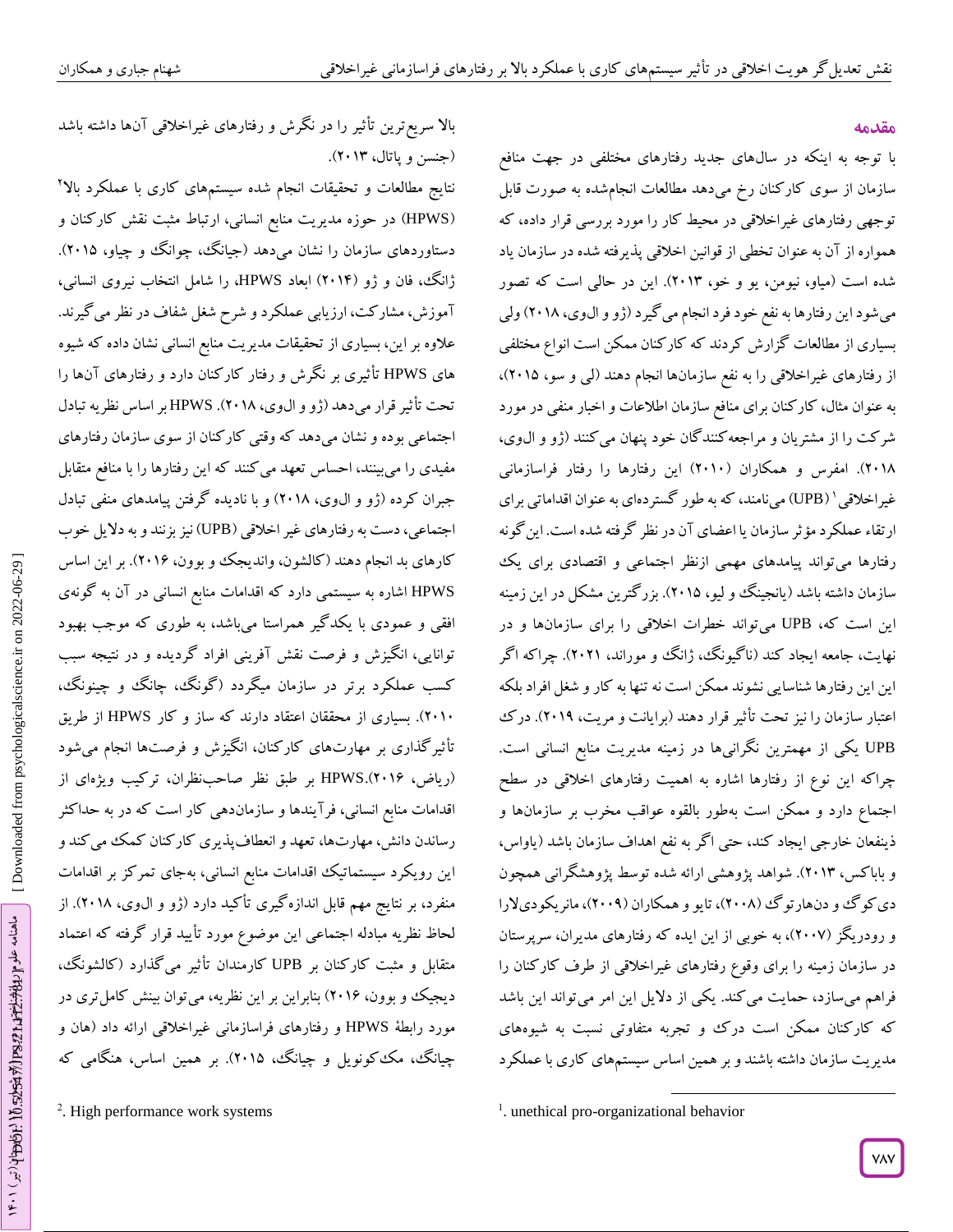## مقدمه

با توجه به اینکه در سال‌های جدید رفتارهای مختلفی در جهت منافع سازمان از سوی کارکنان رخ می‌دهد مطالعات انجام‌شده به صورت قابل توجهی رفتارهای غیراخلاقی در محیط کار را مورد بررسی قرار داده، که همواره از آن به عنوان تخطی از قوانین اخلاقی پذیرفته شده در سازمان یاد شده است (میاو، نیومن، یو و خو، ۲۰۱۳). این در حالی است که تصور می‌شود این رفتارها به نفع خود فرد انجام می‌گیرد (ژو و الوی، ۲۰۱۸) ولی بسیاری از مطالعات گزارش کردند که کارکنان ممکن است انواع مختلفی از رفتارهای غیراخلاقی را به نفع سازمان‌ها انجام دهند (لی و سو، ۲۰۱۵)، به عنوان مثال، کارکنان برای منافع سازمان اطلاعات و اخبار منفی در مورد شرکت را از مشتریان و مراجعه‌کنندگان خود پنهان می‌کنند (ژو و الوی، ۲۰۱۸). امفرس و همکاران (۲۰۱۰) این رفتارها را رفتار فراسازمانی غیراخلاقی[1] (UPB) می‌نامند، که به طور گسترده‌ای به عنوان اقداماتی برای ارتقاء عملکرد مؤثر سازمان یا اعضای آن در نظر گرفته شده است. این گونه رفتارها می‌تواند پیامدهای مهمی ازنظر اجتماعی و اقتصادی برای یک سازمان داشته باشد (یانجینگ و لیو، ۲۰۱۵). بزرگترین مشکل در این زمینه این است که، UPB می‌تواند خطرات اخلاقی را برای سازمان‌ها و در نهایت، جامعه ایجاد کند (ناگیونگ، ژانگ و موراند، ۲۰۲۱). چراکه اگر این رفتارها شناسایی نشوند ممکن است نه تنها به کار و شغل افراد بلکه اعتبار سازمان را نیز تحت تأثیر قرار دهند (برایانت و مریت، ۲۰۱۹). درک UPB یکی از مهمترین نگرانی‌ها در زمینه مدیریت منابع انسانی است. چراکه این نوع از رفتارها اشاره به اهمیت رفتارهای اخلاقی در سطح اجتماع دارد و ممکن است به‌طور بالقوه عواقب مخرب بر سازمان‌ها و ذینفعان خارجی ایجاد کند، حتی اگر به نفع اهداف سازمان باشد (یاواس، و باباکس، ۲۰۱۳). شواهد پژوهشی ارائه شده توسط پژوهشگرانی همچون دی‌کوگ و دن‌هارتوگ (۲۰۰۸)، تایو و همکاران (۲۰۰۹)، مانریکودی‌لارا و رودریگز (۲۰۰۷)، به خوبی از این ایده که رفتارهای مدیران، سرپرستان در سازمان زمینه را برای وقوع رفتارهای غیراخلاقی از طرف کارکنان را فراهم می‌سازد، حمایت می‌کند. یکی از دلایل این امر می‌تواند این باشد که کارکنان ممکن است درک و تجربه متفاوتی نسبت به شیوه‌های مدیریت سازمان داشته باشند و بر همین اساس سیستم‌های کاری با عملکرد بالا سریع‌ترین تأثیر را در نگرش و رفتارهای غیراخلاقی آن‌ها داشته باشد (جنسن و پاتال، ۲۰۱۳).

نتایج مطالعات و تحقیقات انجام شده سیستم‌های کاری با عملکرد بالا[2] (HPWS) در حوزه مدیریت منابع انسانی، ارتباط مثبت نقش کارکنان و دستاوردهای سازمان را نشان می‌دهد (جیانگ، چوانگ و چیاو، ۲۰۱۵). ژانگ، فان و ژو (۲۰۱۴) ابعاد HPWS، را شامل انتخاب نیروی انسانی، آموزش، مشارکت، ارزیابی عملکرد و شرح شغل شفاف در نظر می‌گیرند. علاوه بر این، بسیاری از تحقیقات مدیریت منابع انسانی نشان داده که شیوه های HPWS تأثیری بر نگرش و رفتار کارکنان دارد و رفتارهای آن‌ها را تحت تأثیر قرار می‌دهد (ژو و الوی، ۲۰۱۸). HPWS بر اساس نظریه تبادل اجتماعی بوده و نشان می‌دهد که وقتی کارکنان از سوی سازمان رفتارهای مفیدی را می‌بینند، احساس تعهد می‌کنند که این رفتارها را با منافع متقابل جبران کرده (ژو و الوی، ۲۰۱۸) و با نادیده گرفتن پیامدهای منفی تبادل اجتماعی، دست به رفتارهای غیر اخلاقی (UPB) نیز بزنند و به دلایل خوب کارهای بد انجام دهند (کالشون، واندیجک و بوون، ۲۰۱۶). بر این اساس HPWS اشاره به سیستمی دارد که اقدامات منابع انسانی در آن به گونه‌ی افقی و عمودی با یکدگیر همراستا می‌باشد، به طوری که موجب بهبود توانایی، انگیزش و فرصت نقش آفرینی افراد گردیده و در نتیجه سبب کسب عملکرد برتر در سازمان میگردد (گونگ، چانگ و چینونگ، ۲۰۱۰). بسیاری از محققان اعتقاد دارند که ساز و کار HPWS از طریق تأثیرگذاری بر مهارت‌های کارکنان، انگیزش و فرصت‌ها انجام می‌شود (ریاض، ۲۰۱۶).HPWS بر طبق نظر صاحب‌نظران، ترکیب ویژه‌ای از اقدامات منابع انسانی، فرآیندها و سازمان‌دهی کار است که در به حداکثر رساندن دانش، مهارت‌ها، تعهد و انعطاف‌پذیری کارکنان کمک می‌کند و این رویکرد سیستماتیک اقدامات منابع انسانی، به‌جای تمرکز بر اقدامات منفرد، بر نتایج مهم قابل اندازه‌گیری تأکید دارد (ژو و الوی، ۲۰۱۸). از لحاظ نظریه مبادله اجتماعی این موضوع مورد تأیید قرار گرفته که اعتماد متقابل و مثبت کارکنان بر UPB کارمندان تأثیر می‌گذارد (کالشونگ، دیجیک و بوون، ۲۰۱۶) بنابراین بر این نظریه، می‌توان بینش کامل‌تری در مورد رابطهٔ HPWS و رفتارهای فراسازمانی غیراخلاقی ارائه داد (هان و چیانگ، مک‌کونویل و چیانگ، ۲۰۱۵). بر همین اساس، هنگامی که

---

[1]. unethical pro-organizational behavior

[2]. High performance work systems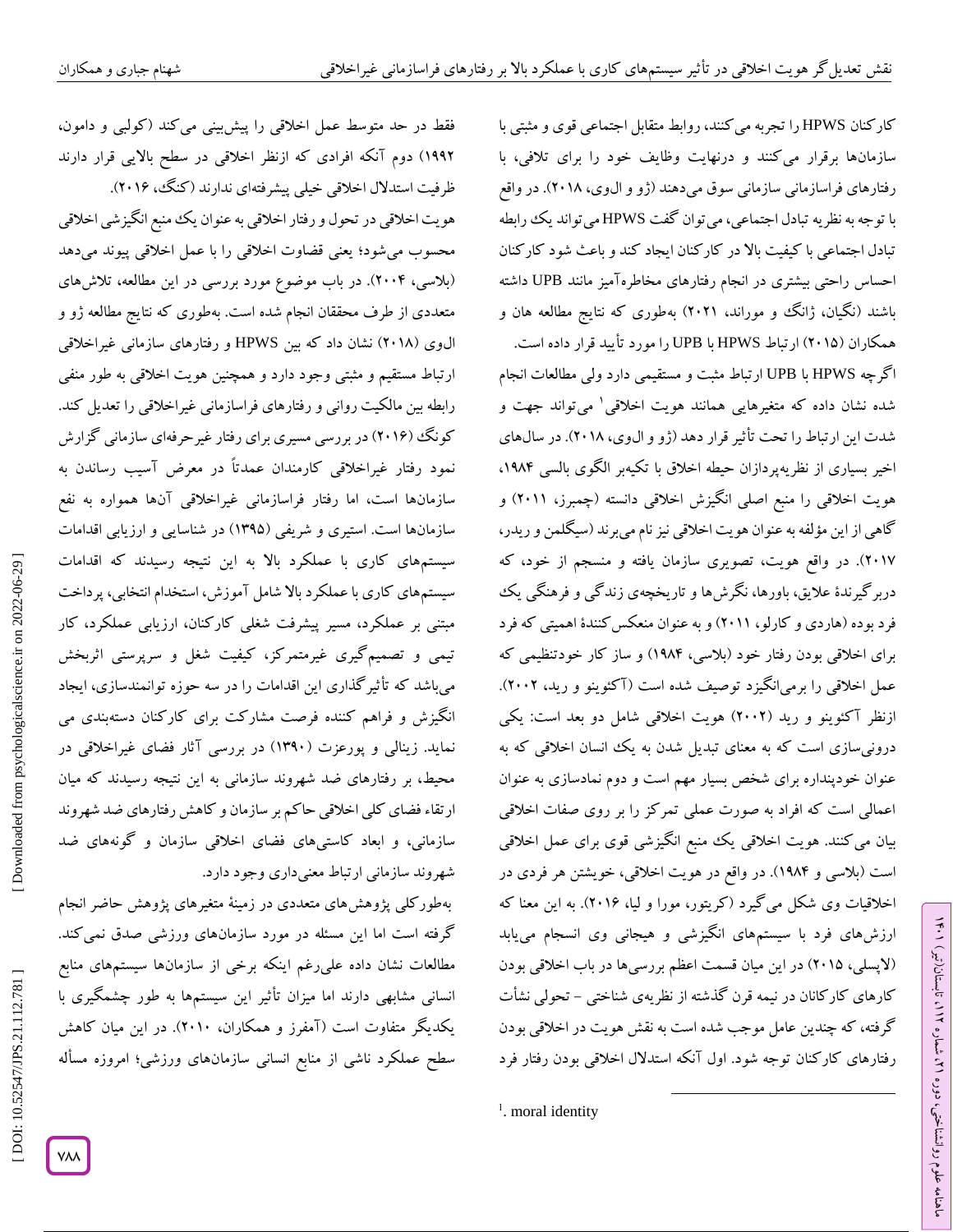کارکنان HPWS را تجربه می‌کنند، روابط متقابل اجتماعی قوی و مثبتی با سازمان‌ها برقرار می‌کنند و درنهایت وظایف خود را برای تلافی، با رفتارهای فراسازمانی سازمانی سوق می‌دهند (ژو و ال‌وی، ۲۰۱۸). در واقع با توجه به نظریه تبادل اجتماعی، می‌توان گفت HPWS می‌تواند یک رابطه تبادل اجتماعی با کیفیت بالا در کارکنان ایجاد کند و باعث شود کارکنان احساس راحتی بیشتری در انجام رفتارهای مخاطره‌آمیز مانند UPB داشته باشند (نگیان، ژانگ و موراند، ۲۰۲۱) به‌طوری که نتایج مطالعه هان و همکاران (۲۰۱۵) ارتباط HPWS با UPB را مورد تأیید قرار داده است.

اگرچه HPWS با UPB ارتباط مثبت و مستقیمی دارد ولی مطالعات انجام شده نشان داده که متغیرهایی همانند هویت اخلاقی[1] می‌تواند جهت و شدت این ارتباط را تحت تأثیر قرار دهد (ژو و ال‌وی، ۲۰۱۸). در سال‌های اخیر بسیاری از نظریه‌پردازان حیطه اخلاق با تکیه‌بر الگوی بالسی ۱۹۸۴، هویت اخلاقی را منبع اصلی انگیزش اخلاقی دانسته (چمبرز، ۲۰۱۱) و گاهی از این مؤلفه به عنوان هویت اخلاقی نیز نام می‌برند (سیگلمن و ریدر، ۲۰۱۷). در واقع هویت، تصویری سازمان یافته و منسجم از خود، که دربرگیرندهٔ علایق، باورها، نگرش‌ها و تاریخچه‌ی زندگی و فرهنگی یک فرد بوده (هاردی و کارلو، ۲۰۱۱) و به عنوان منعکس‌کنندهٔ اهمیتی که فرد برای اخلاقی بودن رفتار خود (بلاسی، ۱۹۸۴) و ساز کار خودتنظیمی که عمل اخلاقی را برمی‌انگیزد توصیف شده است (آکئوینو و رید، ۲۰۰۲). ازنظر آکئوینو و رید (۲۰۰۲) هویت اخلاقی شامل دو بعد است: یکی درونی‌سازی است که به معنای تبدیل شدن به یک انسان اخلاقی که به عنوان خودپنداره برای شخص بسیار مهم است و دوم نمادسازی به عنوان اعمالی است که افراد به صورت عملی تمرکز را بر روی صفات اخلاقی بیان می‌کنند. هویت اخلاقی یک منبع انگیزشی قوی برای عمل اخلاقی است (بلاسی و ۱۹۸۴). در واقع در هویت اخلاقی، خویشتن هر فردی در اخلاقیات وی شکل می‌گیرد (کریتور، مورا و لیا، ۲۰۱۶). به این معنا که ارزش‌های فرد با سیستم‌های انگیزشی و هیجانی وی انسجام می‌یابد (لاپسلی، ۲۰۱۵) در این میان قسمت اعظم بررسی‌ها در باب اخلاقی بودن کارهای کارکنان در نیمه قرن گذشته از نظریه‌ی شناختی - تحولی نشأت گرفته، که چندین عامل موجب شده است به نقش هویت در اخلاقی بودن رفتارهای کارکنان توجه شود. اول آنکه استدلال اخلاقی بودن رفتار فرد فقط در حد متوسط عمل اخلاقی را پیش‌بینی می‌کند (کولبی و دامون، ۱۹۹۲) دوم آنکه افرادی که ازنظر اخلاقی در سطح بالایی قرار دارند ظرفیت استدلال اخلاقی خیلی پیشرفته‌ای ندارند (کنگ، ۲۰۱۶).

هویت اخلاقی در تحول و رفتار اخلاقی به عنوان یک منبع انگیزشی اخلاقی محسوب می‌شود؛ یعنی قضاوت اخلاقی را با عمل اخلاقی پیوند می‌دهد (بلاسی، ۲۰۰۴). در باب موضوع مورد بررسی در این مطالعه، تلاش‌های متعددی از طرف محققان انجام شده است. به‌طوری که نتایج مطالعه ژو و ال‌وی (۲۰۱۸) نشان داد که بین HPWS و رفتارهای سازمانی غیراخلاقی ارتباط مستقیم و مثبتی وجود دارد و همچنین هویت اخلاقی به طور منفی رابطه بین مالکیت روانی و رفتارهای فراسازمانی غیراخلاقی را تعدیل کند. کونگ (۲۰۱۶) در بررسی مسیری برای رفتار غیرحرفه‌ای سازمانی گزارش نمود رفتار غیراخلاقی کارمندان عمدتاً در معرض آسیب رساندن به سازمان‌ها است، اما رفتار فراسازمانی غیراخلاقی آن‌ها همواره به نفع سازمان‌ها است. استیری و شریفی (۱۳۹۵) در شناسایی و ارزیابی اقدامات سیستم‌های کاری با عملکرد بالا به این نتیجه رسیدند که اقدامات سیستم‌های کاری با عملکرد بالا شامل آموزش، استخدام انتخابی، پرداخت مبتنی بر عملکرد، مسیر پیشرفت شغلی کارکنان، ارزیابی عملکرد، کار تیمی و تصمیم‌گیری غیرمتمرکز، کیفیت شغل و سرپرستی اثربخش می‌باشد که تأثیرگذاری این اقدامات را در سه حوزه توانمندسازی، ایجاد انگیزش و فراهم کننده فرصت مشارکت برای کارکنان دسته‌بندی می نماید. زینالی و پورعزت (۱۳۹۰) در بررسی آثار فضای غیراخلاقی در محیط، بر رفتارهای ضد شهروند سازمانی به این نتیجه رسیدند که میان ارتقاء فضای کلی اخلاقی حاکم بر سازمان و کاهش رفتارهای ضد شهروند سازمانی، و ابعاد کاستی‌های فضای اخلاقی سازمان و گونه‌های ضد شهروند سازمانی ارتباط معنی‌داری وجود دارد.

به‌طورکلی پژوهش‌های متعددی در زمینهٔ متغیرهای پژوهش حاضر انجام گرفته است اما این مسئله در مورد سازمان‌های ورزشی صدق نمی‌کند. مطالعات نشان داده علی‌رغم اینکه برخی از سازمان‌ها سیستم‌های منابع انسانی مشابهی دارند اما میزان تأثیر این سیستم‌ها به طور چشمگیری با یکدیگر متفاوت است (آمفرز و همکاران، ۲۰۱۰). در این میان کاهش سطح عملکرد ناشی از منابع انسانی سازمان‌های ورزشی؛ امروزه مسأله

[1]. moral identity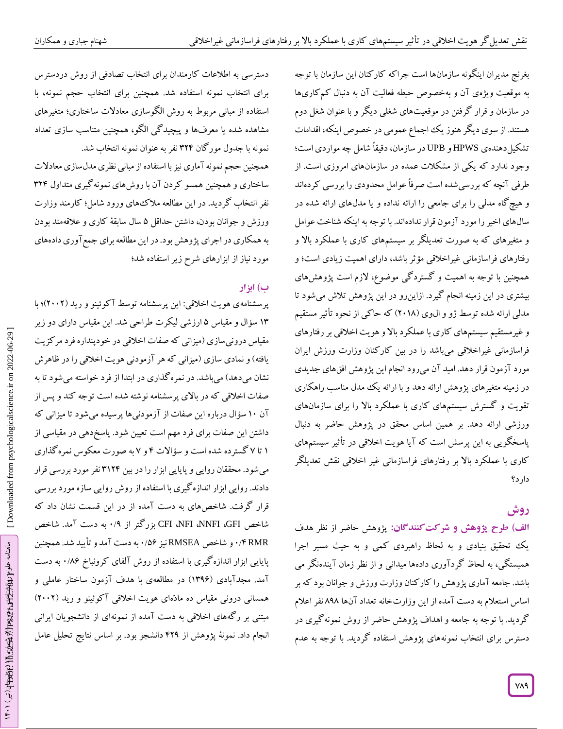بغرنج مدیران اینگونه سازمان‌ها است چراکه کارکنان این سازمان با توجه به موقعیت ویژه‌ی آن و به‌خصوص حیطه فعالیت آن به دنبال کم‌کاری‌ها در سازمان و قرار گرفتن در موقعیت‌های شغلی دیگر و با عنوان شغل دوم هستند. از سوی دیگر هنوز یک اجماع عمومی در خصوص اینکه، اقدامات تشکیل‌دهنده‌ی HPWS و UPB در سازمان، دقیقاً شامل چه مواردی است؛ وجود ندارد که یکی از مشکلات عمده در سازمان‌های امروزی است. از طرفی آنچه که بررسی‌شده است صرفاً عوامل محدودی را بررسی کرده‌اند و هیچ‌گاه مدلی را برای جامعی را ارائه نداده و یا مدل‌های ارائه شده در سال‌های اخیر را مورد آزمون قرار نداده‌اند. با توجه به اینکه شناخت عوامل و متغیرهای که به صورت تعدیلگر بر سیستم‌های کاری با عملکرد بالا و رفتارهای فراسازمانی غیراخلاقی مؤثر باشد، دارای اهمیت زیادی است؛ و همچنین با توجه به اهمیت و گستردگی موضوع، لازم است پژوهش‌های بیشتری در این زمینه انجام گیرد. ازاین‌رو در این پژوهش تلاش می‌شود تا مدلی ارائه شده توسط ژو و الوی (۲۰۱۸) که حاکی از نحوه تأثیر مستقیم و غیرمستقیم سیستم‌های کاری با عملکرد بالا و هویت اخلاقی بر رفتارهای فراسازمانی غیراخلاقی می‌باشد را در بین کارکنان وزارت ورزش ایران مورد آزمون قرار دهد. امید آن می‌رود انجام این پژوهش افق‌های جدیدی در زمینه متغیرهای پژوهش ارائه دهد و با ارائه یک مدل مناسب راهکاری تقویت و گسترش سیستم‌های کاری با عملکرد بالا را برای سازمان‌های ورزشی ارائه دهد. بر همین اساس محقق در پژوهش حاضر به دنبال پاسخگویی به این پرسش است که آیا هویت اخلاقی در تأثیر سیستم‌های کاری با عملکرد بالا بر رفتارهای فراسازمانی غیر اخلاقی نقش تعدیلگر دارد؟

## روش

**الف) طرح پژوهش و شرکت‌کنندگان:** پژوهش حاضر از نظر هدف یک تحقیق بنیادی و به لحاظ راهبردی کمی و به حیث مسیر اجرا همبستگی، به لحاظ گردآوری داده‌ها میدانی و از نظر زمان آینده‌نگر می باشد. جامعه آماری پژوهش را کارکنان وزارت ورزش و جوانان بود که بر اساس استعلام به دست آمده از این وزارت‌خانه تعداد آن‌ها ۸۹۸ نفر اعلام گردید. با توجه به جامعه و اهداف پژوهش حاضر از روش نمونه‌گیری در دسترس برای انتخاب نمونه‌های پژوهش استفاده گردید. با توجه به عدم دسترسی به اطلاعات کارمندان برای انتخاب تصادفی از روش دردسترس برای انتخاب نمونه استفاده شد. همچنین برای انتخاب حجم نمونه، با استفاده از مبانی مربوط به روش الگوسازی معادلات ساختاری؛ متغیرهای مشاهده شده یا معرف‌ها و پیچیدگی الگو، همچنین متناسب سازی تعداد نمونه با جدول مورگان ۳۲۴ نفر به عنوان نمونه انتخاب شد.

همچنین حجم نمونه آماری نیز با استفاده از مبانی نظری مدل‌سازی معادلات ساختاری و همچنین همسو کردن آن با روش‌های نمونه‌گیری متداول ۳۲۴ نفر انتخاب گردید. در این مطالعه ملاک‌های ورود شامل؛ کارمند وزارت ورزش و جوانان بودن، داشتن حداقل ۵ سال سابقهٔ کاری و علاقه‌مند بودن به همکاری در اجرای پژوهش بود. در این مطالعه برای جمع‌آوری داده‌های مورد نیاز از ابزارهای شرح زیر استفاده شد؛

### ب) ابزار

پرسشنامه‌ی هویت اخلاقی: این پرسشنامه توسط آکوئینو و رید (۲۰۰۲)؛ با ۱۳ سؤال و مقیاس ۵ ارزشی لیکرت طراحی شد. این مقیاس دارای دو زیر مقیاس درونی‌سازی (میزانی که صفات اخلاقی در خودپنداره فرد مرکزیت یافته) و نمادی سازی (میزانی که هر آزمودنی هویت اخلاقی را در ظاهرش نشان می‌دهد) می‌باشد. در نمره‌گذاری در ابتدا از فرد خواسته می‌شود تا به صفات اخلاقی که در بالای پرسشنامه نوشته شده است توجه کند و پس از آن ۱۰ سؤال درباره این صفات از آزمودنی‌ها پرسیده می‌شود تا میزانی که داشتن این صفات برای فرد مهم است تعیین شود. پاسخ‌دهی در مقیاسی از ۱ تا ۷ گسترده شده است و سؤالات ۴ و ۷ به صورت معکوس نمره‌گذاری می‌شود. محققان روایی و پایایی ابزار را در بین ۳۱۲۴ نفر مورد بررسی قرار دادند. روایی ابزار اندازه‌گیری با استفاده از روش روایی سازه مورد بررسی قرار گرفت. شاخص‌های به دست آمده از در این قسمت نشان داد که شاخص GFI، NNFI، NFI، CFI بزرگتر از ۰/۹ به دست آمد. شاخص RMR ۰/۴ و شاخص RMSEA نیز ۰/۵۶ به دست آمد و تأیید شد. همچنین پایایی ابزار اندازه‌گیری با استفاده از روش آلفای کرونباخ ۰/۸۶ به دست آمد. مجدآبادی (۱۳۹۶) در مطالعه‌ی با هدف آزمون ساختار عاملی و همسانی درونی مقیاس ده ماده‌ای هویت اخلاقی آکوئینو و رید (۲۰۰۲) مبتنی بر رگه‌های اخلاقی به دست آمده از نمونه‌ای از دانشجویان ایرانی انجام داد. نمونهٔ پژوهش از ۴۲۹ دانشجو بود. بر اساس نتایج تحلیل عامل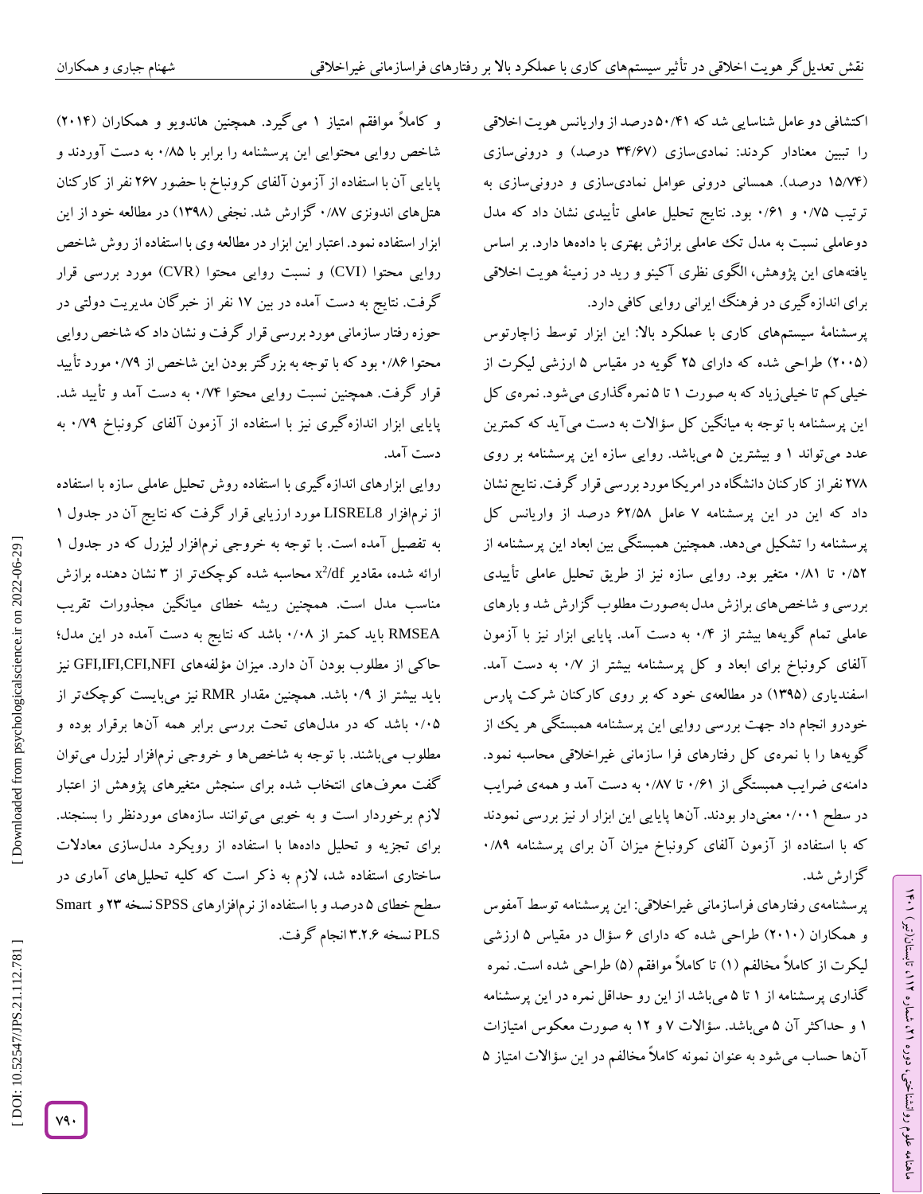اکتشافی دو عامل شناسایی شد که ۵۰/۴۱ درصد از واریانس هویت اخلاقی را تبیین معنادار کردند: نمادی‌سازی (۳۴/۶۷ درصد) و درونی‌سازی (۱۵/۷۴ درصد). همسانی درونی عوامل نمادی‌سازی و درونی‌سازی به ترتیب ۰/۷۵ و ۰/۶۱ بود. نتایج تحلیل عاملی تأییدی نشان داد که مدل دوعاملی نسبت به مدل تک عاملی برازش بهتری با داده‌ها دارد. بر اساس یافته‌های این پژوهش، الگوی نظری آکینو و رید در زمینهٔ هویت اخلاقی برای اندازه‌گیری در فرهنگ ایرانی روایی کافی دارد.

پرسشنامهٔ سیستم‌های کاری با عملکرد بالا: این ابزار توسط زاچارتوس (۲۰۰۵) طراحی شده که دارای ۲۵ گویه در مقیاس ۵ ارزشی لیکرت از خیلی‌کم تا خیلی‌زیاد که به صورت ۱ تا ۵ نمره‌گذاری می‌شود. نمره‌ی کل این پرسشنامه با توجه به میانگین کل سؤالات به دست می‌آید که کمترین عدد می‌تواند ۱ و بیشترین ۵ می‌باشد. روایی سازه این پرسشنامه بر روی ۲۷۸ نفر از کارکنان دانشگاه در امریکا مورد بررسی قرار گرفت. نتایج نشان داد که این در این پرسشنامه ۷ عامل ۶۲/۵۸ درصد از واریانس کل پرسشنامه را تشکیل می‌دهد. همچنین همبستگی بین ابعاد این پرسشنامه از ۰/۵۲ تا ۰/۸۱ متغیر بود. روایی سازه نیز از طریق تحلیل عاملی تأییدی بررسی و شاخص‌های برازش مدل به‌صورت مطلوب گزارش شد و بارهای عاملی تمام گویه‌ها بیشتر از ۰/۴ به دست آمد. پایایی ابزار نیز با آزمون آلفای کرونباخ برای ابعاد و کل پرسشنامه بیشتر از ۰/۷ به دست آمد. اسفندیاری (۱۳۹۵) در مطالعه‌ی خود که بر روی کارکنان شرکت پارس خودرو انجام داد جهت بررسی روایی این پرسشنامه همبستگی هر یک از گویه‌ها را با نمره‌ی کل رفتارهای فرا سازمانی غیراخلاقی محاسبه نمود. دامنه‌ی ضرایب همبستگی از ۰/۶۱ تا ۰/۸۷ به دست آمد و همه‌ی ضرایب در سطح ۰/۰۰۱ معنی‌دار بودند. آن‌ها پایایی این ابزار ار نیز بررسی نمودند که با استفاده از آزمون آلفای کرونباخ میزان آن برای پرسشنامه ۰/۸۹ گزارش شد.

پرسشنامه‌ی رفتارهای فراسازمانی غیراخلاقی: این پرسشنامه توسط آمفوس و همکاران (۲۰۱۰) طراحی شده که دارای ۶ سؤال در مقیاس ۵ ارزشی لیکرت از کاملاً مخالفم (۱) تا کاملاً موافقم (۵) طراحی شده است. نمره گذاری پرسشنامه از ۱ تا ۵ می‌باشد از این رو حداقل نمره در این پرسشنامه ۱ و حداکثر آن ۵ می‌باشد. سؤالات ۷ و ۱۲ به صورت معکوس امتیازات آن‌ها حساب می‌شود به عنوان نمونه کاملاً مخالفم در این سؤالات امتیاز ۵ و کاملاً موافقم امتیاز ۱ می‌گیرد. همچنین هاندویو و همکاران (۲۰۱۴) شاخص روایی محتوایی این پرسشنامه را برابر با ۰/۸۵ به دست آوردند و پایایی آن با استفاده از آزمون آلفای کرونباخ با حضور ۲۶۷ نفر از کارکنان هتل‌های اندونزی ۰/۸۷ گزارش شد. نجفی (۱۳۹۸) در مطالعه خود از این ابزار استفاده نمود. اعتبار این ابزار در مطالعه وی با استفاده از روش شاخص روایی محتوا (CVI) و نسبت روایی محتوا (CVR) مورد بررسی قرار گرفت. نتایج به دست آمده در بین ۱۷ نفر از خبرگان مدیریت دولتی در حوزه رفتار سازمانی مورد بررسی قرار گرفت و نشان داد که شاخص روایی محتوا ۰/۸۶ بود که با توجه به بزرگتر بودن این شاخص از ۰/۷۹ مورد تأیید قرار گرفت. همچنین نسبت روایی محتوا ۰/۷۴ به دست آمد و تأیید شد. پایایی ابزار اندازه‌گیری نیز با استفاده از آزمون آلفای کرونباخ ۰/۷۹ به دست آمد.

روایی ابزارهای اندازه‌گیری با استفاده روش تحلیل عاملی سازه با استفاده از نرم‌افزار LISREL8 مورد ارزیابی قرار گرفت که نتایج آن در جدول ۱ به تفصیل آمده است. با توجه به خروجی نرم‌افزار لیزرل که در جدول ۱ ارائه شده، مقادیر $x^2/df$ محاسبه شده کوچک‌تر از ۳ نشان دهنده برازش مناسب مدل است. همچنین ریشه خطای میانگین مجذورات تقریب RMSEA باید کمتر از ۰/۰۸ باشد که نتایج به دست آمده در این مدل؛ حاکی از مطلوب بودن آن دارد. میزان مؤلفه‌های GFI,IFI,CFI,NFI نیز باید بیشتر از ۰/۹ باشد. همچنین مقدار RMR نیز می‌بایست کوچک‌تر از ۰/۰۵ باشد که در مدل‌های تحت بررسی برابر همه آن‌ها برقرار بوده و مطلوب می‌باشند. با توجه به شاخص‌ها و خروجی نرم‌افزار لیزرل می‌توان گفت معرف‌های انتخاب شده برای سنجش متغیرهای پژوهش از اعتبار لازم برخوردار است و به خوبی می‌توانند سازه‌های موردنظر را بسنجند. برای تجزیه و تحلیل داده‌ها با استفاده از رویکرد مدل‌سازی معادلات ساختاری استفاده شد، لازم به ذکر است که کلیه تحلیل‌های آماری در سطح خطای ۵ درصد و با استفاده از نرم‌افزارهای SPSS نسخه ۲۳ و Smart PLS نسخه ۳.۲.۶ انجام گرفت.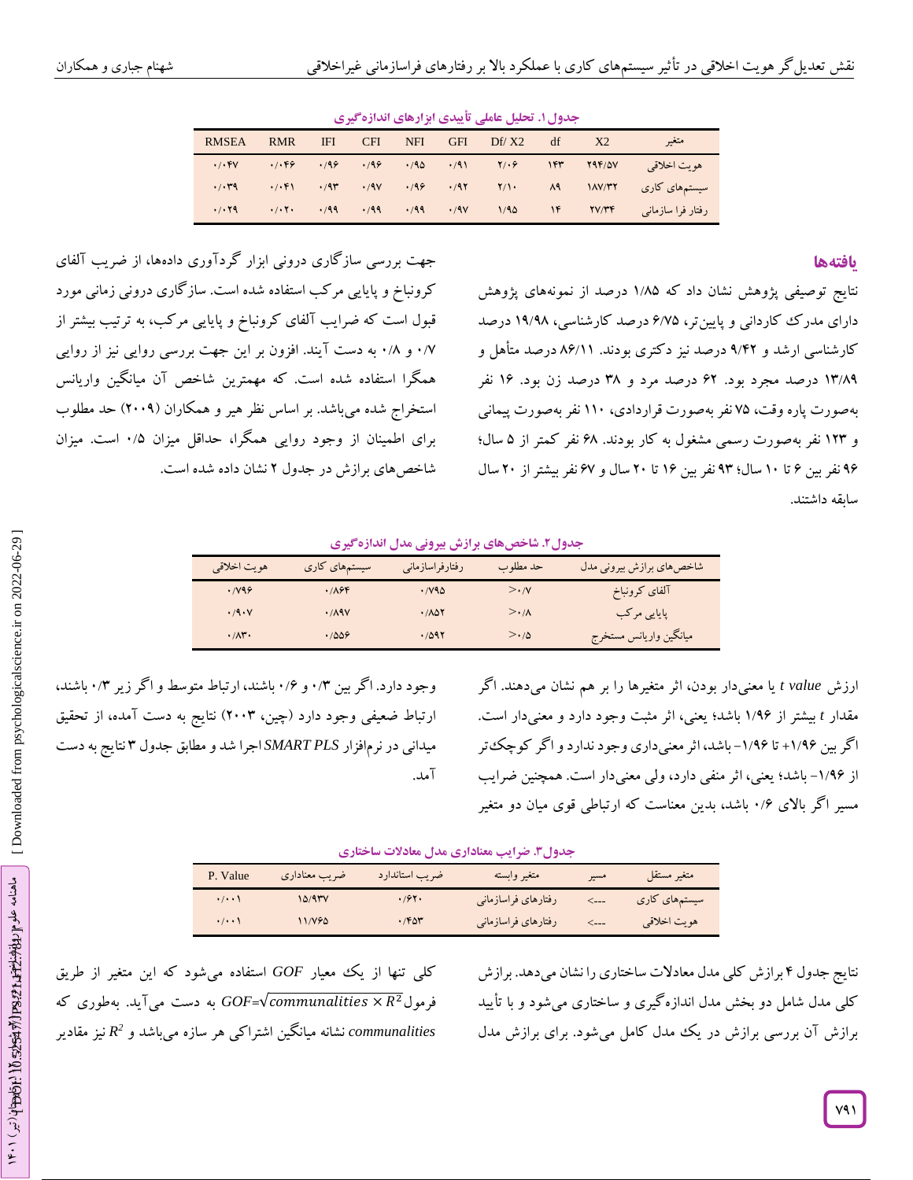جدول ۱. تحلیل عاملی تأییدی ابزارهای اندازه‌گیری

| متغیر | X2 | df | Df/ X2 | GFI | NFI | CFI | IFI | RMR | RMSEA |
|---|---|---|---|---|---|---|---|---|---|
| هویت اخلاقی | ۲۹۴/۵۷ | ۱۴۳ | ۲/۰۶ | ۰/۹۱ | ۰/۹۵ | ۰/۹۶ | ۰/۹۶ | ۰/۰۴۶ | ۰/۰۴۷ |
| سیستم‌های کاری | ۱۸۷/۳۲ | ۸۹ | ۲/۱۰ | ۰/۹۲ | ۰/۹۶ | ۰/۹۷ | ۰/۹۳ | ۰/۰۴۱ | ۰/۰۳۹ |
| رفتار فرا سازمانی | ۲۷/۳۴ | ۱۴ | ۱/۹۵ | ۰/۹۷ | ۰/۹۹ | ۰/۹۹ | ۰/۹۹ | ۰/۰۲۰ | ۰/۰۲۹ |

## یافته‌ها

نتایج توصیفی پژوهش نشان داد که ۱/۸۵ درصد از نمونه‌های پژوهش دارای مدرک کاردانی و پایین‌تر، ۶/۷۵ درصد کارشناسی، ۱۹/۹۸ درصد کارشناسی ارشد و ۹/۴۲ درصد نیز دکتری بودند. ۸۶/۱۱ درصد متأهل و ۱۳/۸۹ درصد مجرد بود. ۶۲ درصد مرد و ۳۸ درصد زن بود. ۱۶ نفر به‌صورت پاره وقت، ۷۵ نفر به‌صورت قراردادی، ۱۱۰ نفر به‌صورت پیمانی و ۱۲۳ نفر به‌صورت رسمی مشغول به کار بودند. ۶۸ نفر کمتر از ۵ سال؛ ۹۶ نفر بین ۶ تا ۱۰ سال؛ ۹۳ نفر بین ۱۶ تا ۲۰ سال و ۶۷ نفر بیشتر از ۲۰ سال سابقه داشتند.

جهت بررسی سازگاری درونی ابزار گردآوری داده‌ها، از ضریب آلفای کرونباخ و پایایی مرکب استفاده شده است. سازگاری درونی زمانی مورد قبول است که ضرایب آلفای کرونباخ و پایایی مرکب، به ترتیب بیشتر از ۰/۷ و ۰/۸ به دست آیند. افزون بر این جهت بررسی روایی نیز از روایی همگرا استفاده شده است. که مهمترین شاخص آن میانگین واریانس استخراج شده می‌باشد. بر اساس نظر هیر و همکاران (۲۰۰۹) حد مطلوب برای اطمینان از وجود روایی همگرا، حداقل میزان ۰/۵ است. میزان شاخص‌های برازش در جدول ۲ نشان داده شده است.

جدول ۲. شاخص‌های برازش بیرونی مدل اندازه‌گیری

| شاخص‌های برازش بیرونی مدل | حد مطلوب | رفتارفراسازمانی | سیستم‌های کاری | هویت اخلاقی |
|---|---|---|---|---|
| آلفای کرونباخ | <۰/۷ | ۰/۷۹۵ | ۰/۸۶۴ | ۰/۷۹۶ |
| پایایی مرکب | <۰/۸ | ۰/۸۵۲ | ۰/۸۹۷ | ۰/۹۰۷ |
| میانگین واریانس مستخرج | <۰/۵ | ۰/۵۹۲ | ۰/۵۵۶ | ۰/۸۳۰ |

ارزش *t value* یا معنی‌دار بودن، اثر متغیرها را بر هم نشان می‌دهند. اگر مقدار *t* بیشتر از ۱/۹۶ باشد؛ یعنی، اثر مثبت وجود دارد و معنی‌دار است. اگر بین ۱/۹۶+ تا ۱/۹۶- باشد، اثر معنی‌داری وجود ندارد و اگر کوچک‌تر از ۱/۹۶- باشد؛ یعنی، اثر منفی دارد، ولی معنی‌دار است. همچنین ضرایب مسیر اگر بالای ۰/۶ باشد، بدین معناست که ارتباطی قوی میان دو متغیر وجود دارد. اگر بین ۰/۳ و ۰/۶ باشند، ارتباط متوسط و اگر زیر ۰/۳ باشند، ارتباط ضعیفی وجود دارد (چین، ۲۰۰۳) نتایج به دست آمده، از تحقیق میدانی در نرم‌افزار *SMART PLS* اجرا شد و مطابق جدول ۳ نتایج به دست آمد.

جدول ۳. ضرایب معناداری مدل معادلات ساختاری

| متغیر مستقل | مسیر | متغیر وابسته | ضریب استاندارد | ضریب معناداری | P. Value |
|---|---|---|---|---|---|
| سیستم‌های کاری | <--- | رفتارهای فراسازمانی | ۰/۶۲۰ | ۱۵/۹۳۷ | ۰/۰۰۱ |
| هویت اخلاقی | <--- | رفتارهای فراسازمانی | ۰/۴۵۳ | ۱۱/۷۶۵ | ۰/۰۰۱ |

نتایج جدول ۴ برازش کلی مدل معادلات ساختاری را نشان می‌دهد. برازش کلی مدل شامل دو بخش مدل اندازه‌گیری و ساختاری می‌شود و با تأیید برازش آن بررسی برازش در یک مدل کامل می‌شود. برای برازش مدل کلی تنها از یک معیار *GOF* استفاده می‌شود که این متغیر از طریق فرمول $GOF=\sqrt{communalities \times R^2}$ به دست می‌آید. به‌طوری که *communalities* نشانه میانگین اشتراکی هر سازه می‌باشد و $R^2$ نیز مقادیر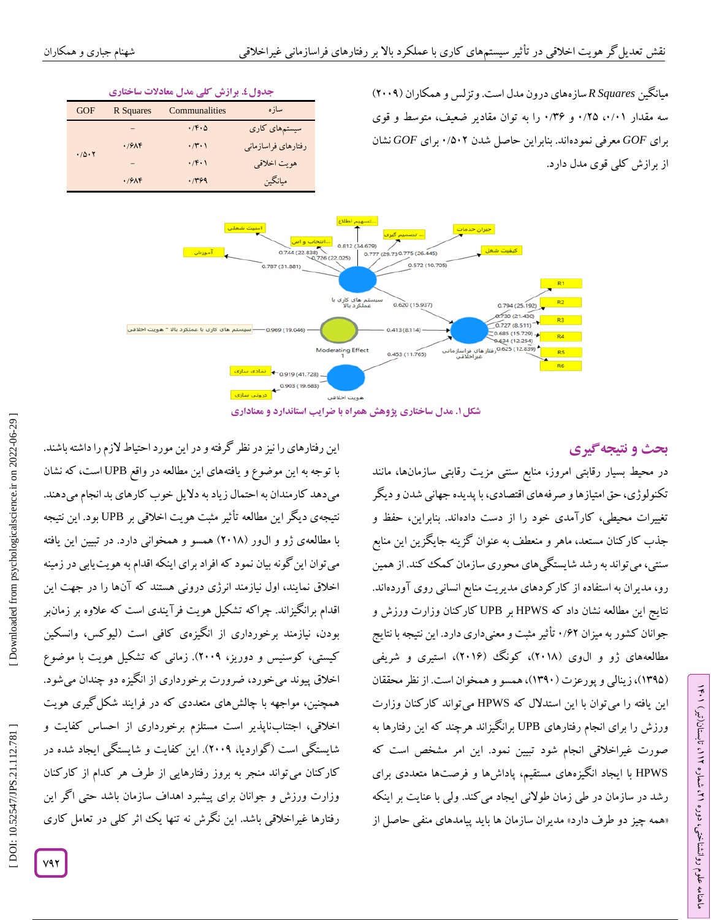میانگین *R Squares* سازه‌های درون مدل است. وتزلس و همکاران (۲۰۰۹) سه مقدار ۰/۰۱، ۰/۲۵ و ۰/۳۶ را به توان مقادیر ضعیف، متوسط و قوی برای *GOF* معرفی نموده‌اند. بنابراین حاصل شدن ۰/۵۰۲ برای *GOF* نشان از برازش کلی قوی مدل دارد.

**جدول۴. برازش کلی مدل معادلات ساختاری**

| سازه | Communalities | R Squares | GOF |
|---|---|---|---|
| سیستم‌های کاری | ۰/۴۰۵ | – | ۰/۵۰۲ |
| رفتارهای فراسازمانی | ۰/۳۰۱ | ۰/۶۸۴ | |
| هویت اخلاقی | ۰/۴۰۱ | – | |
| میانگین | ۰/۳۶۹ | ۰/۶۸۴ | |

**شکل ۱. مدل ساختاری پژوهش همراه با ضرایب استاندارد و معناداری**

## بحث و نتیجه‌گیری

در محیط بسیار رقابتی امروز، منابع سنتی مزیت رقابتی سازمان‌ها، مانند تکنولوژی، حق امتیازها و صرفه‌های اقتصادی، با پدیده جهانی شدن و دیگر تغییرات محیطی، کارآمدی خود را از دست داده‌اند. بنابراین، حفظ و جذب کارکنان مستعد، ماهر و منعطف به عنوان گزینه جایگزین این منابع سنتی، می‌تواند به رشد شایستگی‌های محوری سازمان کمک کند. از همین رو، مدیران به استفاده از کارکردهای مدیریت منابع انسانی روی آورده‌اند. نتایج این مطالعه نشان داد که HPWS بر UPB کارکنان وزارت ورزش و جوانان کشور به میزان ۰/۶۲ تأثیر مثبت و معنی‌داری دارد. این نتیجه با نتایج مطالعه‌های ژو و الوی (۲۰۱۸)، کونگ (۲۰۱۶)، استیری و شریفی (۱۳۹۵)، زینالی و پورعزت (۱۳۹۰)، همسو و همخوان است. از نظر محققان این یافته را می‌توان با این استدلال که HPWS می‌تواند کارکنان وزارت ورزش را برای انجام رفتارهای UPB برانگیزاند هرچند که این رفتارها به صورت غیراخلاقی انجام شود تبیین نمود. این امر مشخص است که HPWS با ایجاد انگیزه‌های مستقیم، پاداش‌ها و فرصت‌ها متعددی برای رشد در سازمان در طی زمان طولانی ایجاد می‌کند. ولی با عنایت بر اینکه «همه چیز دو طرف دارد» مدیران سازمان ها باید پیامدهای منفی حاصل از این رفتارها را نیز در نظر گرفته و در این مورد احتیاط لازم را داشته باشند. با توجه به این موضوع و یافته‌های این مطالعه در واقع UPB است، که نشان می‌دهد کارمندان به احتمال زیاد به دلایل خوب کارهای بد انجام می‌دهند. نتیجه‌ی دیگر این مطالعه تأثیر مثبت هویت اخلاقی بر UPB بود. این نتیجه با مطالعه‌ی ژو و الور (۲۰۱۸) همسو و همخوانی دارد. در تبیین این یافته می‌توان این گونه بیان نمود که افراد برای اینکه اقدام به هویت‌یابی در زمینه اخلاق نمایند، اول نیازمند انرژی درونی هستند که آن‌ها را در جهت این اقدام برانگیزاند. چراکه تشکیل هویت فرآیندی است که علاوه بر زمان‌بر بودن، نیازمند برخورداری از انگیزه‌ی کافی است (لیوکس، وانسکین کیستی، کوسنیس و دوریز، ۲۰۰۹). زمانی که تشکیل هویت با موضوع اخلاق پیوند می‌خورد، ضرورت برخورداری از انگیزه دو چندان می‌شود. همچنین، مواجهه با چالش‌های متعددی که در فرایند شکل‌گیری هویت اخلاقی، اجتناب‌ناپذیر است مستلزم برخورداری از احساس کفایت و شایستگی است (گواردیا، ۲۰۰۹). این کفایت و شایستگی ایجاد شده در کارکنان می‌تواند منجر به بروز رفتارهایی از طرف هر کدام از کارکنان وزارت ورزش و جوانان برای پیشبرد اهداف سازمان باشد حتی اگر این رفتارها غیراخلاقی باشد. این نگرش نه تنها یک اثر کلی در تعامل کاری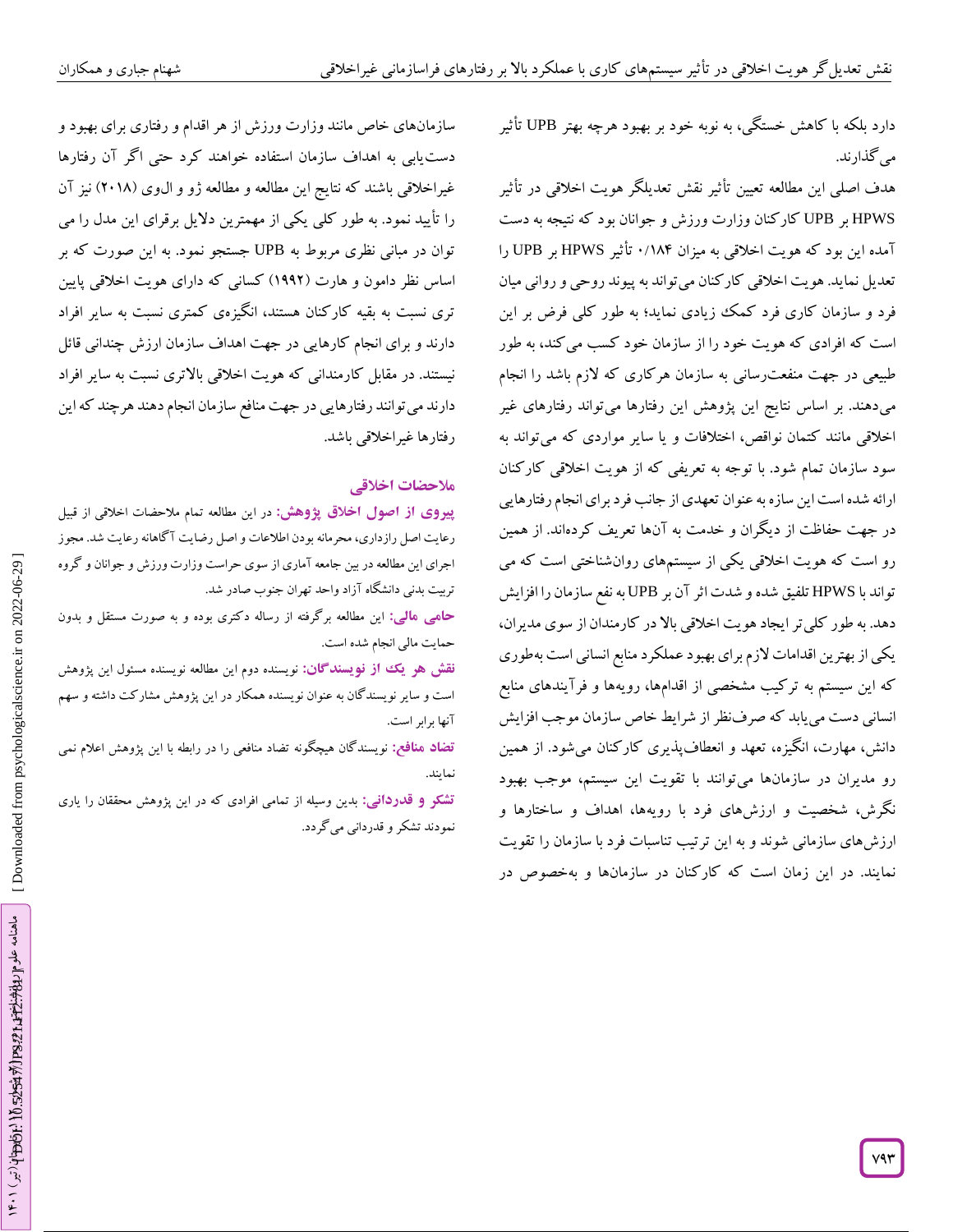دارد بلکه با کاهش خستگی، به نوبه خود بر بهبود هرچه بهتر UPB تأثیر می‌گذارند.

هدف اصلی این مطالعه تعیین تأثیر نقش تعدیلگر هویت اخلاقی در تأثیر HPWS بر UPB کارکنان وزارت ورزش و جوانان بود که نتیجه به دست آمده این بود که هویت اخلاقی به میزان ۰/۱۸۴ تأثیر HPWS بر UPB را تعدیل نماید. هویت اخلاقی کارکنان می‌تواند به پیوند روحی و روانی میان فرد و سازمان کاری فرد کمک زیادی نماید؛ به طور کلی فرض بر این است که افرادی که هویت خود را از سازمان خود کسب می‌کند، به طور طبیعی در جهت منفعت‌رسانی به سازمان هرکاری که لازم باشد را انجام می‌دهند. بر اساس نتایج این پژوهش این رفتارها می‌تواند رفتارهای غیر اخلاقی مانند کتمان نواقص، اختلافات و یا سایر مواردی که می‌تواند به سود سازمان تمام شود. با توجه به تعریفی که از هویت اخلاقی کارکنان ارائه شده است این سازه به عنوان تعهدی از جانب فرد برای انجام رفتارهایی در جهت حفاظت از دیگران و خدمت به آن‌ها تعریف کرده‌اند. از همین رو است که هویت اخلاقی یکی از سیستم‌های روان‌شناختی است که می تواند با HPWS تلفیق شده و شدت اثر آن بر UPB به نفع سازمان را افزایش دهد. به طور کلی‌تر ایجاد هویت اخلاقی بالا در کارمندان از سوی مدیران، یکی از بهترین اقدامات لازم برای بهبود عملکرد منابع انسانی است به‌طوری که این سیستم به ترکیب مشخصی از اقدام‌ها، رویه‌ها و فرآیندهای منابع انسانی دست می‌یابد که صرف‌نظر از شرایط خاص سازمان موجب افزایش دانش، مهارت، انگیزه، تعهد و انعطاف‌پذیری کارکنان می‌شود. از همین رو مدیران در سازمان‌ها می‌توانند با تقویت این سیستم، موجب بهبود نگرش، شخصیت و ارزش‌های فرد با رویه‌ها، اهداف و ساختارها و ارزش‌های سازمانی شوند و به این ترتیب تناسبات فرد با سازمان را تقویت نمایند. در این زمان است که کارکنان در سازمان‌ها و به‌خصوص در سازمان‌های خاص مانند وزارت ورزش از هر اقدام و رفتاری برای بهبود و دست‌یابی به اهداف سازمان استفاده خواهند کرد حتی اگر آن رفتارها غیراخلاقی باشند که نتایج این مطالعه و مطالعه ژو و ال‌وی (۲۰۱۸) نیز آن را تأیید نمود. به طور کلی یکی از مهمترین دلایل برقرای این مدل را می توان در مبانی نظری مربوط به UPB جستجو نمود. به این صورت که بر اساس نظر دامون و هارت (۱۹۹۲) کسانی که دارای هویت اخلاقی پایین تری نسبت به بقیه کارکنان هستند، انگیزه‌ی کمتری نسبت به سایر افراد دارند و برای انجام کارهایی در جهت اهداف سازمان ارزش چندانی قائل نیستند. در مقابل کارمندانی که هویت اخلاقی بالاتری نسبت به سایر افراد دارند می‌توانند رفتارهایی در جهت منافع سازمان انجام دهند هرچند که این رفتارها غیراخلاقی باشد.

## ملاحضات اخلاقی

**پیروی از اصول اخلاق پژوهش:** در این مطالعه تمام ملاحضات اخلاقی از قبیل رعایت اصل رازداری، محرمانه بودن اطلاعات و اصل رضایت آگاهانه رعایت شد. مجوز اجرای این مطالعه در بین جامعه آماری از سوی حراست وزارت ورزش و جوانان و گروه تربیت بدنی دانشگاه آزاد واحد تهران جنوب صادر شد.

**حامی مالی:** این مطالعه برگرفته از رساله دکتری بوده و به صورت مستقل و بدون حمایت مالی انجام شده است.

**نقش هر یک از نویسندگان:** نویسنده دوم این مطالعه نویسنده مسئول این پژوهش است و سایر نویسندگان به عنوان نویسنده همکار در این پژوهش مشارکت داشته و سهم آنها برابر است.

**تضاد منافع:** نویسندگان هیچگونه تضاد منافعی را در رابطه با این پژوهش اعلام نمی نمایند.

**تشکر و قدردانی:** بدین وسیله از تمامی افرادی که در این پژوهش محققان را یاری نمودند تشکر و قدردانی می‌گردد.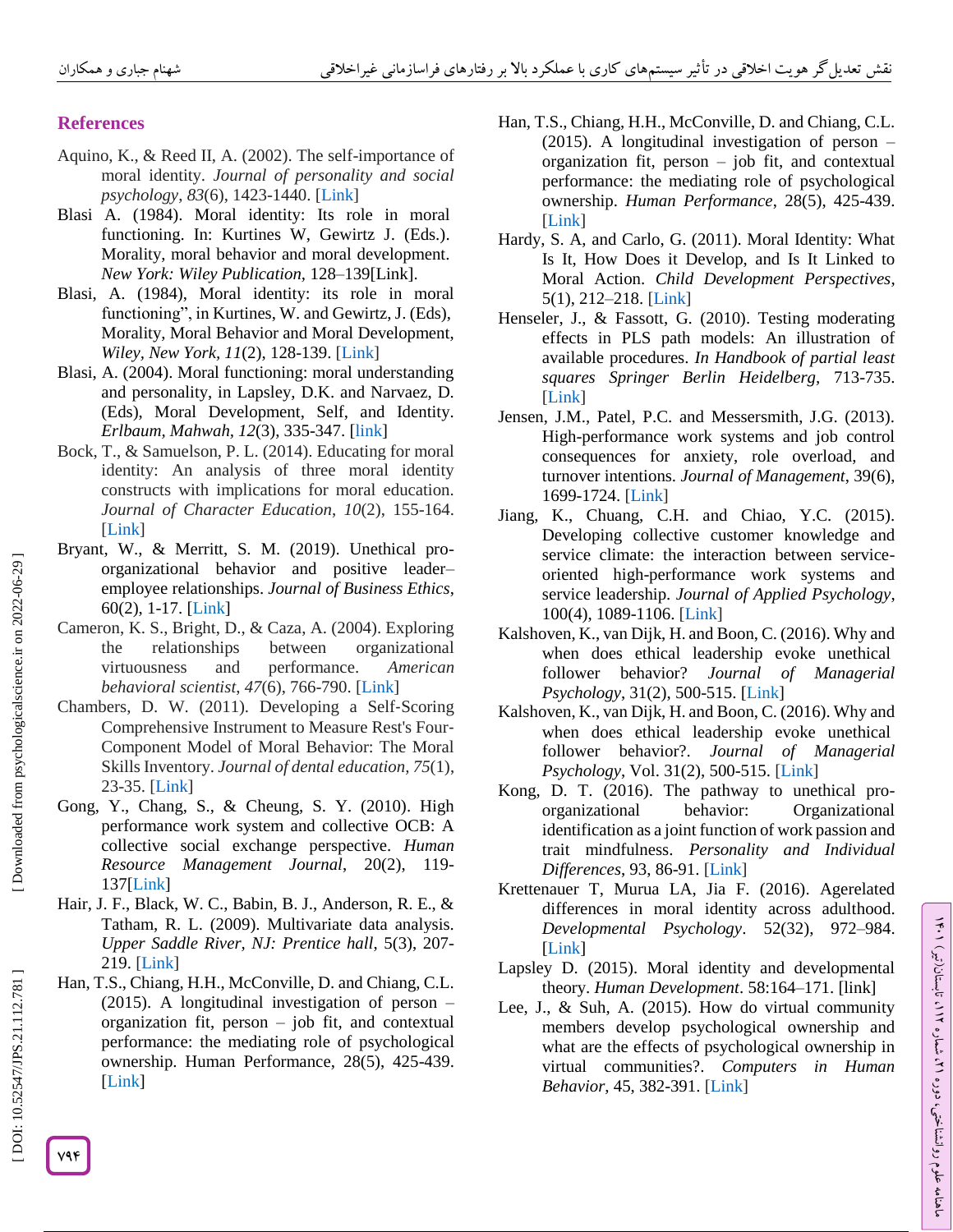## References

Aquino, K., & Reed II, A. (2002). The self-importance of moral identity. *Journal of personality and social psychology*, *83*(6), 1423-1440. [Link]

Blasi A. (1984). Moral identity: Its role in moral functioning. In: Kurtines W, Gewirtz J. (Eds.). Morality, moral behavior and moral development. *New York: Wiley Publication*, 128–139[Link].

Blasi, A. (1984), Moral identity: its role in moral functioning", in Kurtines, W. and Gewirtz, J. (Eds), Morality, Moral Behavior and Moral Development, *Wiley*, *New York*, *11*(2), 128-139. [Link]

Blasi, A. (2004). Moral functioning: moral understanding and personality, in Lapsley, D.K. and Narvaez, D. (Eds), Moral Development, Self, and Identity. *Erlbaum*, *Mahwah*, *12*(3), 335-347. [link]

Bock, T., & Samuelson, P. L. (2014). Educating for moral identity: An analysis of three moral identity constructs with implications for moral education. *Journal of Character Education*, *10*(2), 155-164. [Link]

Bryant, W., & Merritt, S. M. (2019). Unethical pro-organizational behavior and positive leader–employee relationships. *Journal of Business Ethics*, 60(2), 1-17. [Link]

Cameron, K. S., Bright, D., & Caza, A. (2004). Exploring the relationships between organizational virtuousness and performance. *American behavioral scientist*, *47*(6), 766-790. [Link]

Chambers, D. W. (2011). Developing a Self-Scoring Comprehensive Instrument to Measure Rest's Four-Component Model of Moral Behavior: The Moral Skills Inventory. *Journal of dental education*, *75*(1), 23-35. [Link]

Gong, Y., Chang, S., & Cheung, S. Y. (2010). High performance work system and collective OCB: A collective social exchange perspective. *Human Resource Management Journal*, 20(2), 119-137[Link]

Hair, J. F., Black, W. C., Babin, B. J., Anderson, R. E., & Tatham, R. L. (2009). Multivariate data analysis. *Upper Saddle River, NJ: Prentice hall*, 5(3), 207-219. [Link]

Han, T.S., Chiang, H.H., McConville, D. and Chiang, C.L. (2015). A longitudinal investigation of person – organization fit, person – job fit, and contextual performance: the mediating role of psychological ownership. Human Performance, 28(5), 425-439. [Link]

Han, T.S., Chiang, H.H., McConville, D. and Chiang, C.L. (2015). A longitudinal investigation of person – organization fit, person – job fit, and contextual performance: the mediating role of psychological ownership. *Human Performance*, 28(5), 425-439. [Link]

Hardy, S. A, and Carlo, G. (2011). Moral Identity: What Is It, How Does it Develop, and Is It Linked to Moral Action. *Child Development Perspectives*, 5(1), 212–218. [Link]

Henseler, J., & Fassott, G. (2010). Testing moderating effects in PLS path models: An illustration of available procedures. *In Handbook of partial least squares Springer Berlin Heidelberg*, 713-735. [Link]

Jensen, J.M., Patel, P.C. and Messersmith, J.G. (2013). High-performance work systems and job control consequences for anxiety, role overload, and turnover intentions. *Journal of Management*, 39(6), 1699-1724. [Link]

Jiang, K., Chuang, C.H. and Chiao, Y.C. (2015). Developing collective customer knowledge and service climate: the interaction between service-oriented high-performance work systems and service leadership. *Journal of Applied Psychology*, 100(4), 1089-1106. [Link]

Kalshoven, K., van Dijk, H. and Boon, C. (2016). Why and when does ethical leadership evoke unethical follower behavior? *Journal of Managerial Psychology*, 31(2), 500-515. [Link]

Kalshoven, K., van Dijk, H. and Boon, C. (2016). Why and when does ethical leadership evoke unethical follower behavior?. *Journal of Managerial Psychology*, Vol. 31(2), 500-515. [Link]

Kong, D. T. (2016). The pathway to unethical pro-organizational behavior: Organizational identification as a joint function of work passion and trait mindfulness. *Personality and Individual Differences*, 93, 86-91. [Link]

Krettenauer T, Murua LA, Jia F. (2016). Agerelated differences in moral identity across adulthood. *Developmental Psychology*. 52(32), 972–984. [Link]

Lapsley D. (2015). Moral identity and developmental theory. *Human Development*. 58:164–171. [link]

Lee, J., & Suh, A. (2015). How do virtual community members develop psychological ownership and what are the effects of psychological ownership in virtual communities?. *Computers in Human Behavior*, 45, 382-391. [Link]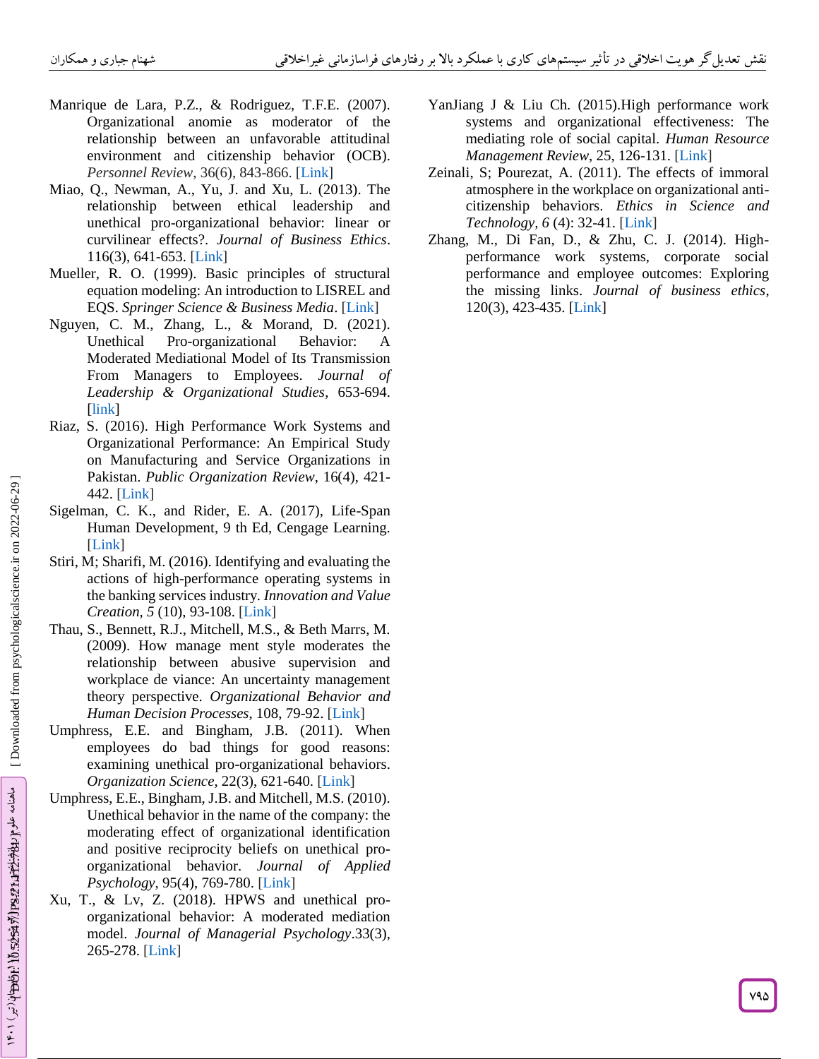Manrique de Lara, P.Z., & Rodriguez, T.F.E. (2007). Organizational anomie as moderator of the relationship between an unfavorable attitudinal environment and citizenship behavior (OCB). *Personnel Review*, 36(6), 843-866. [Link]

Miao, Q., Newman, A., Yu, J. and Xu, L. (2013). The relationship between ethical leadership and unethical pro-organizational behavior: linear or curvilinear effects?. *Journal of Business Ethics*. 116(3), 641-653. [Link]

Mueller, R. O. (1999). Basic principles of structural equation modeling: An introduction to LISREL and EQS. *Springer Science & Business Media*. [Link]

Nguyen, C. M., Zhang, L., & Morand, D. (2021). Unethical Pro-organizational Behavior: A Moderated Mediational Model of Its Transmission From Managers to Employees. *Journal of Leadership & Organizational Studies*, 653-694. [link]

Riaz, S. (2016). High Performance Work Systems and Organizational Performance: An Empirical Study on Manufacturing and Service Organizations in Pakistan. *Public Organization Review*, 16(4), 421-442. [Link]

Sigelman, C. K., and Rider, E. A. (2017), Life-Span Human Development, 9 th Ed, Cengage Learning. [Link]

Stiri, M; Sharifi, M. (2016). Identifying and evaluating the actions of high-performance operating systems in the banking services industry. *Innovation and Value Creation, 5* (10), 93-108. [Link]

Thau, S., Bennett, R.J., Mitchell, M.S., & Beth Marrs, M. (2009). How manage ment style moderates the relationship between abusive supervision and workplace de viance: An uncertainty management theory perspective. *Organizational Behavior and Human Decision Processes*, 108, 79-92. [Link]

Umphress, E.E. and Bingham, J.B. (2011). When employees do bad things for good reasons: examining unethical pro-organizational behaviors. *Organization Science*, 22(3), 621-640. [Link]

Umphress, E.E., Bingham, J.B. and Mitchell, M.S. (2010). Unethical behavior in the name of the company: the moderating effect of organizational identification and positive reciprocity beliefs on unethical pro-organizational behavior. *Journal of Applied Psychology*, 95(4), 769-780. [Link]

Xu, T., & Lv, Z. (2018). HPWS and unethical pro-organizational behavior: A moderated mediation model. *Journal of Managerial Psychology*.33(3), 265-278. [Link]

YanJiang J & Liu Ch. (2015).High performance work systems and organizational effectiveness: The mediating role of social capital. *Human Resource Management Review*, 25, 126-131. [Link]

Zeinali, S; Pourezat, A. (2011). The effects of immoral atmosphere in the workplace on organizational anti-citizenship behaviors. *Ethics in Science and Technology, 6* (4): 32-41. [Link]

Zhang, M., Di Fan, D., & Zhu, C. J. (2014). High-performance work systems, corporate social performance and employee outcomes: Exploring the missing links. *Journal of business ethics*, 120(3), 423-435. [Link]